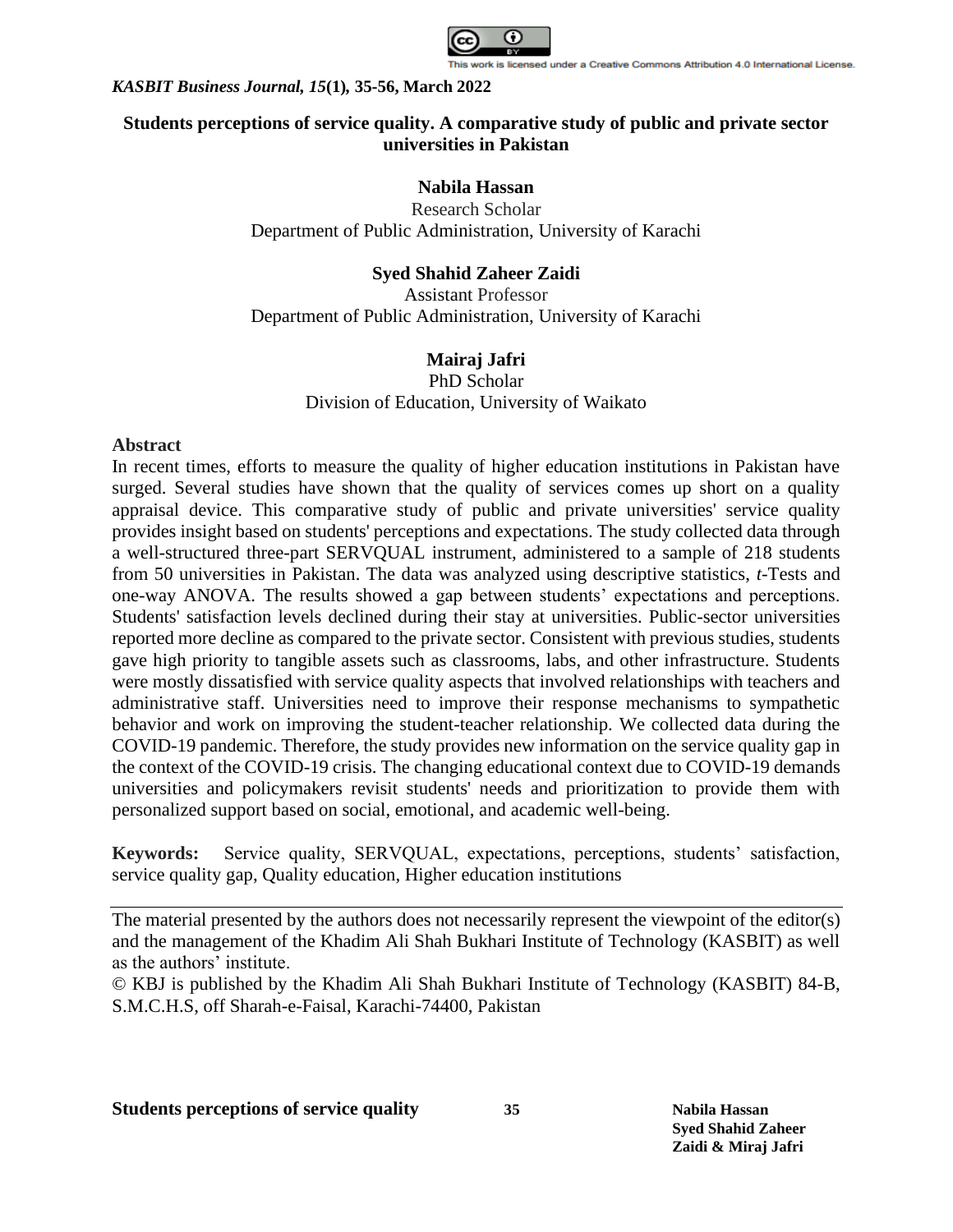*KASBIT Business Journal, 15*(1), 35-56, March 2022

# Students perceptions of service quality. A comparative study of public and private sector universities in Pakistan

**Nabila Hassan**
Research Scholar
Department of Public Administration, University of Karachi

**Syed Shahid Zaheer Zaidi**
Assistant Professor
Department of Public Administration, University of Karachi

**Mairaj Jafri**
PhD Scholar
Division of Education, University of Waikato

## Abstract

In recent times, efforts to measure the quality of higher education institutions in Pakistan have surged. Several studies have shown that the quality of services comes up short on a quality appraisal device. This comparative study of public and private universities' service quality provides insight based on students' perceptions and expectations. The study collected data through a well-structured three-part SERVQUAL instrument, administered to a sample of 218 students from 50 universities in Pakistan. The data was analyzed using descriptive statistics, *t*-Tests and one-way ANOVA. The results showed a gap between students' expectations and perceptions. Students' satisfaction levels declined during their stay at universities. Public-sector universities reported more decline as compared to the private sector. Consistent with previous studies, students gave high priority to tangible assets such as classrooms, labs, and other infrastructure. Students were mostly dissatisfied with service quality aspects that involved relationships with teachers and administrative staff. Universities need to improve their response mechanisms to sympathetic behavior and work on improving the student-teacher relationship. We collected data during the COVID-19 pandemic. Therefore, the study provides new information on the service quality gap in the context of the COVID-19 crisis. The changing educational context due to COVID-19 demands universities and policymakers revisit students' needs and prioritization to provide them with personalized support based on social, emotional, and academic well-being.

**Keywords:** Service quality, SERVQUAL, expectations, perceptions, students' satisfaction, service quality gap, Quality education, Higher education institutions

---

The material presented by the authors does not necessarily represent the viewpoint of the editor(s) and the management of the Khadim Ali Shah Bukhari Institute of Technology (KASBIT) as well as the authors' institute.

© KBJ is published by the Khadim Ali Shah Bukhari Institute of Technology (KASBIT) 84-B, S.M.C.H.S, off Sharah-e-Faisal, Karachi-74400, Pakistan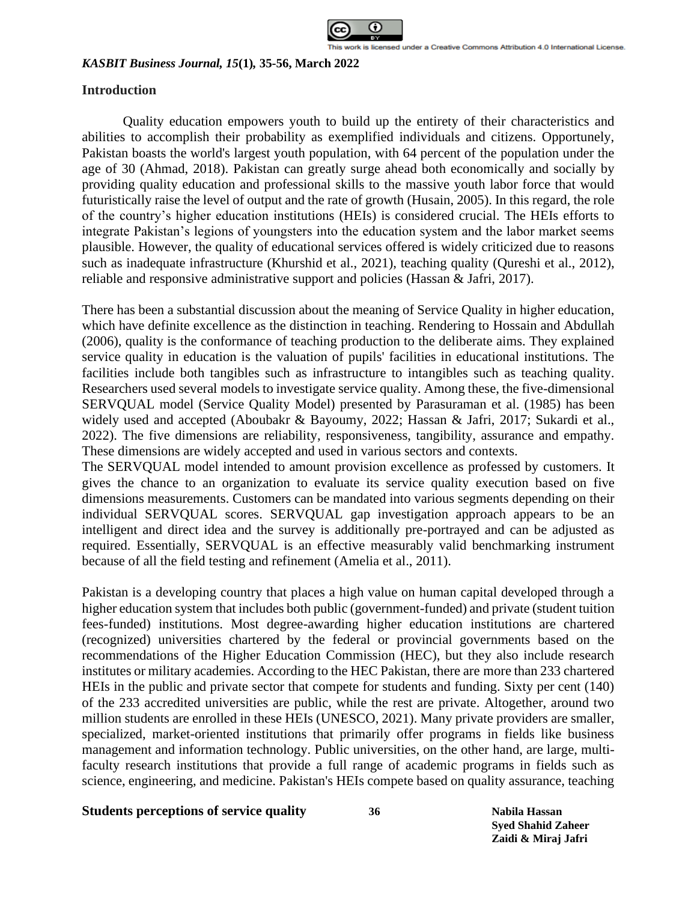## Introduction

Quality education empowers youth to build up the entirety of their characteristics and abilities to accomplish their probability as exemplified individuals and citizens. Opportunely, Pakistan boasts the world's largest youth population, with 64 percent of the population under the age of 30 (Ahmad, 2018). Pakistan can greatly surge ahead both economically and socially by providing quality education and professional skills to the massive youth labor force that would futuristically raise the level of output and the rate of growth (Husain, 2005). In this regard, the role of the country's higher education institutions (HEIs) is considered crucial. The HEIs efforts to integrate Pakistan's legions of youngsters into the education system and the labor market seems plausible. However, the quality of educational services offered is widely criticized due to reasons such as inadequate infrastructure (Khurshid et al., 2021), teaching quality (Qureshi et al., 2012), reliable and responsive administrative support and policies (Hassan & Jafri, 2017).

There has been a substantial discussion about the meaning of Service Quality in higher education, which have definite excellence as the distinction in teaching. Rendering to Hossain and Abdullah (2006), quality is the conformance of teaching production to the deliberate aims. They explained service quality in education is the valuation of pupils' facilities in educational institutions. The facilities include both tangibles such as infrastructure to intangibles such as teaching quality. Researchers used several models to investigate service quality. Among these, the five-dimensional SERVQUAL model (Service Quality Model) presented by Parasuraman et al. (1985) has been widely used and accepted (Aboubakr & Bayoumy, 2022; Hassan & Jafri, 2017; Sukardi et al., 2022). The five dimensions are reliability, responsiveness, tangibility, assurance and empathy. These dimensions are widely accepted and used in various sectors and contexts.

The SERVQUAL model intended to amount provision excellence as professed by customers. It gives the chance to an organization to evaluate its service quality execution based on five dimensions measurements. Customers can be mandated into various segments depending on their individual SERVQUAL scores. SERVQUAL gap investigation approach appears to be an intelligent and direct idea and the survey is additionally pre-portrayed and can be adjusted as required. Essentially, SERVQUAL is an effective measurably valid benchmarking instrument because of all the field testing and refinement (Amelia et al., 2011).

Pakistan is a developing country that places a high value on human capital developed through a higher education system that includes both public (government-funded) and private (student tuition fees-funded) institutions. Most degree-awarding higher education institutions are chartered (recognized) universities chartered by the federal or provincial governments based on the recommendations of the Higher Education Commission (HEC), but they also include research institutes or military academies. According to the HEC Pakistan, there are more than 233 chartered HEIs in the public and private sector that compete for students and funding. Sixty per cent (140) of the 233 accredited universities are public, while the rest are private. Altogether, around two million students are enrolled in these HEIs (UNESCO, 2021). Many private providers are smaller, specialized, market-oriented institutions that primarily offer programs in fields like business management and information technology. Public universities, on the other hand, are large, multi-faculty research institutions that provide a full range of academic programs in fields such as science, engineering, and medicine. Pakistan's HEIs compete based on quality assurance, teaching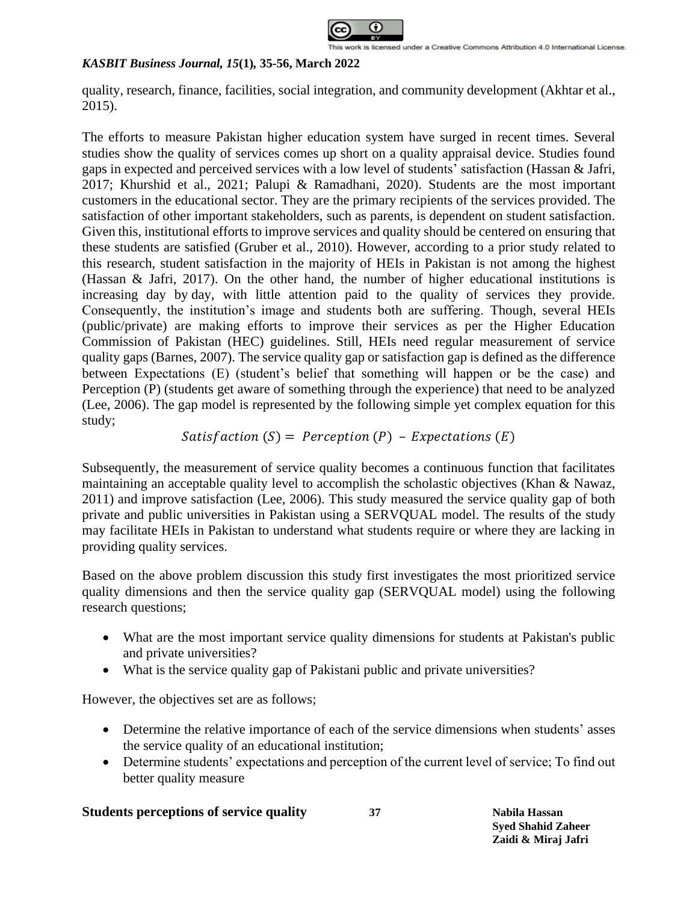quality, research, finance, facilities, social integration, and community development (Akhtar et al., 2015).

The efforts to measure Pakistan higher education system have surged in recent times. Several studies show the quality of services comes up short on a quality appraisal device. Studies found gaps in expected and perceived services with a low level of students' satisfaction (Hassan & Jafri, 2017; Khurshid et al., 2021; Palupi & Ramadhani, 2020). Students are the most important customers in the educational sector. They are the primary recipients of the services provided. The satisfaction of other important stakeholders, such as parents, is dependent on student satisfaction. Given this, institutional efforts to improve services and quality should be centered on ensuring that these students are satisfied (Gruber et al., 2010). However, according to a prior study related to this research, student satisfaction in the majority of HEIs in Pakistan is not among the highest (Hassan & Jafri, 2017). On the other hand, the number of higher educational institutions is increasing day by day, with little attention paid to the quality of services they provide. Consequently, the institution's image and students both are suffering. Though, several HEIs (public/private) are making efforts to improve their services as per the Higher Education Commission of Pakistan (HEC) guidelines. Still, HEIs need regular measurement of service quality gaps (Barnes, 2007). The service quality gap or satisfaction gap is defined as the difference between Expectations (E) (student's belief that something will happen or be the case) and Perception (P) (students get aware of something through the experience) that need to be analyzed (Lee, 2006). The gap model is represented by the following simple yet complex equation for this study;

$$Satisfaction\ (S) = \ Perception\ (P)\ -\ Expectations\ (E)$$

Subsequently, the measurement of service quality becomes a continuous function that facilitates maintaining an acceptable quality level to accomplish the scholastic objectives (Khan & Nawaz, 2011) and improve satisfaction (Lee, 2006). This study measured the service quality gap of both private and public universities in Pakistan using a SERVQUAL model. The results of the study may facilitate HEIs in Pakistan to understand what students require or where they are lacking in providing quality services.

Based on the above problem discussion this study first investigates the most prioritized service quality dimensions and then the service quality gap (SERVQUAL model) using the following research questions;

- What are the most important service quality dimensions for students at Pakistan's public and private universities?
- What is the service quality gap of Pakistani public and private universities?

However, the objectives set are as follows;

- Determine the relative importance of each of the service dimensions when students' asses the service quality of an educational institution;
- Determine students' expectations and perception of the current level of service; To find out better quality measure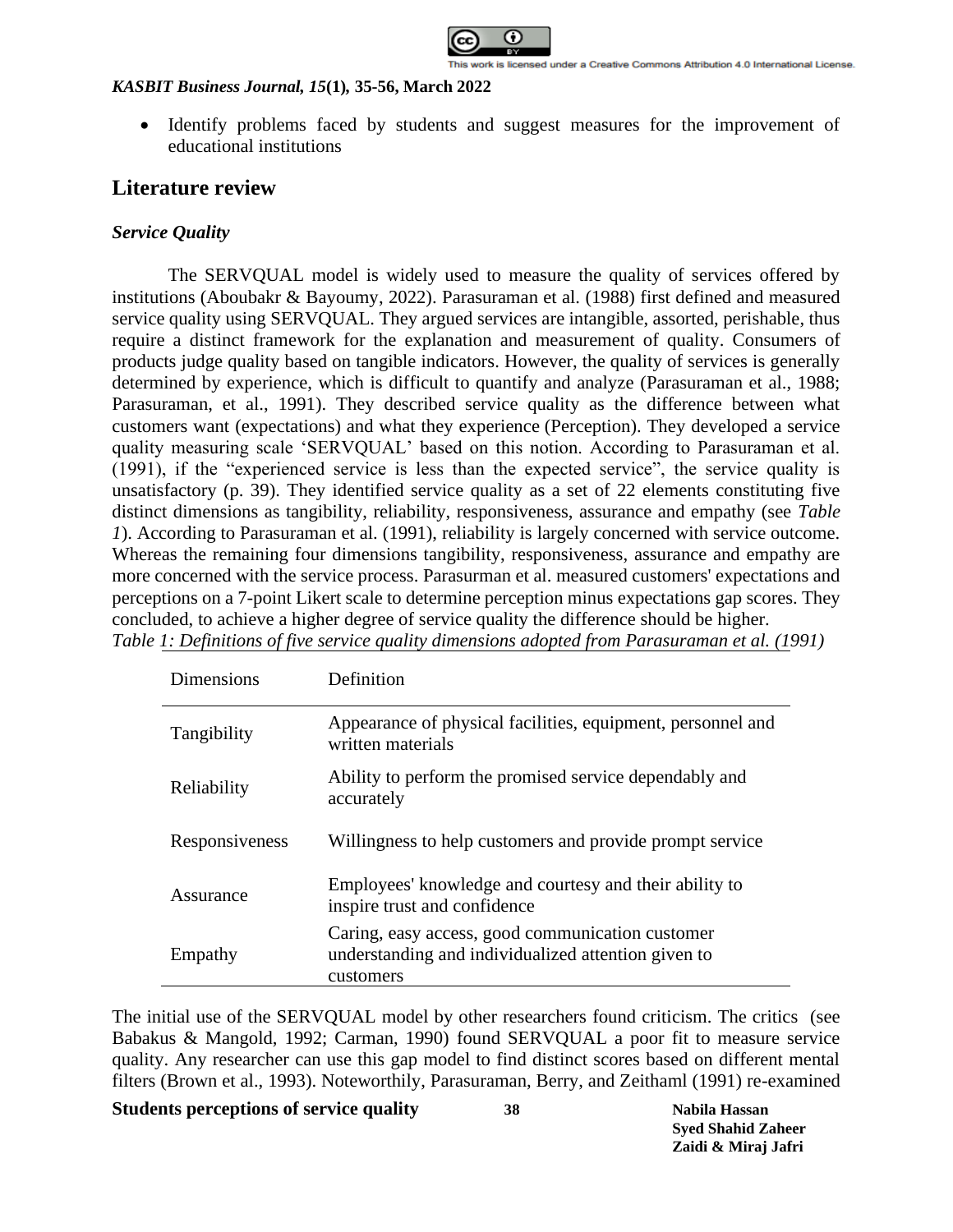- Identify problems faced by students and suggest measures for the improvement of educational institutions

## Literature review

### *Service Quality*

The SERVQUAL model is widely used to measure the quality of services offered by institutions (Aboubakr & Bayoumy, 2022). Parasuraman et al. (1988) first defined and measured service quality using SERVQUAL. They argued services are intangible, assorted, perishable, thus require a distinct framework for the explanation and measurement of quality. Consumers of products judge quality based on tangible indicators. However, the quality of services is generally determined by experience, which is difficult to quantify and analyze (Parasuraman et al., 1988; Parasuraman, et al., 1991). They described service quality as the difference between what customers want (expectations) and what they experience (Perception). They developed a service quality measuring scale 'SERVQUAL' based on this notion. According to Parasuraman et al. (1991), if the "experienced service is less than the expected service", the service quality is unsatisfactory (p. 39). They identified service quality as a set of 22 elements constituting five distinct dimensions as tangibility, reliability, responsiveness, assurance and empathy (see *Table 1*). According to Parasuraman et al. (1991), reliability is largely concerned with service outcome. Whereas the remaining four dimensions tangibility, responsiveness, assurance and empathy are more concerned with the service process. Parasurman et al. measured customers' expectations and perceptions on a 7-point Likert scale to determine perception minus expectations gap scores. They concluded, to achieve a higher degree of service quality the difference should be higher.

*Table 1: Definitions of five service quality dimensions adopted from Parasuraman et al. (1991)*

| Dimensions | Definition |
|---|---|
| Tangibility | Appearance of physical facilities, equipment, personnel and written materials |
| Reliability | Ability to perform the promised service dependably and accurately |
| Responsiveness | Willingness to help customers and provide prompt service |
| Assurance | Employees' knowledge and courtesy and their ability to inspire trust and confidence |
| Empathy | Caring, easy access, good communication customer understanding and individualized attention given to customers |

The initial use of the SERVQUAL model by other researchers found criticism. The critics (see Babakus & Mangold, 1992; Carman, 1990) found SERVQUAL a poor fit to measure service quality. Any researcher can use this gap model to find distinct scores based on different mental filters (Brown et al., 1993). Noteworthily, Parasuraman, Berry, and Zeithaml (1991) re-examined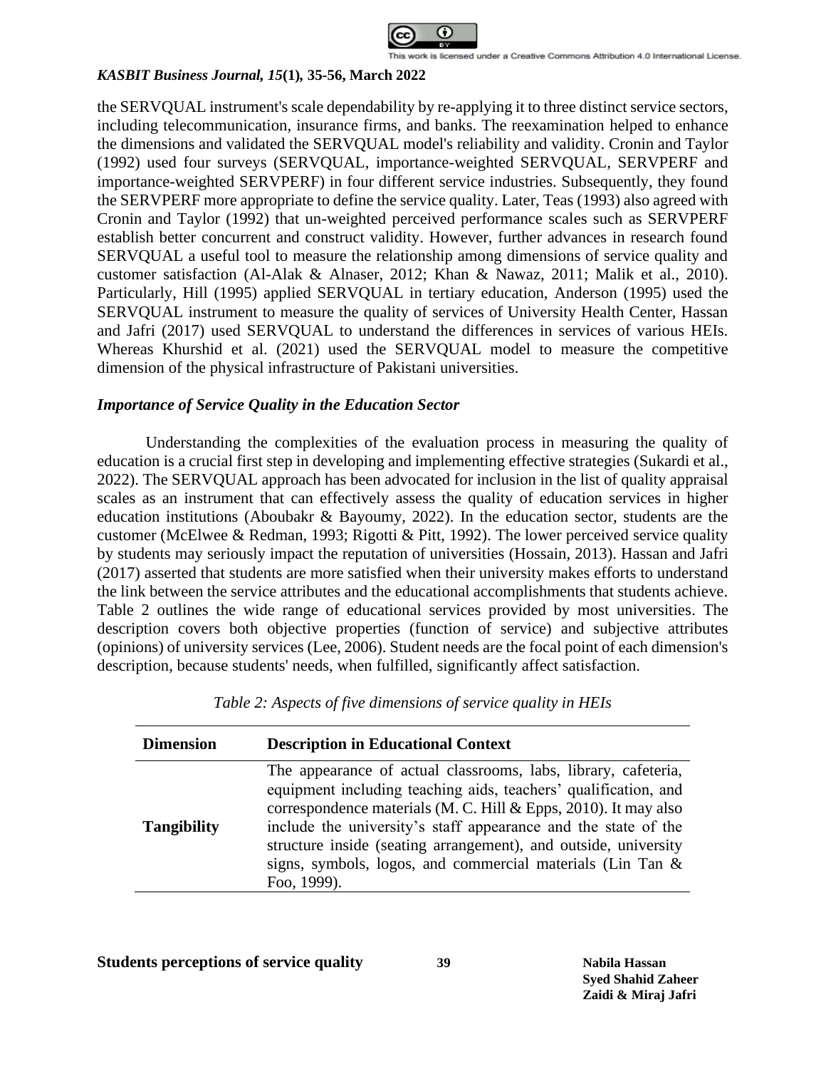the SERVQUAL instrument's scale dependability by re-applying it to three distinct service sectors, including telecommunication, insurance firms, and banks. The reexamination helped to enhance the dimensions and validated the SERVQUAL model's reliability and validity. Cronin and Taylor (1992) used four surveys (SERVQUAL, importance-weighted SERVQUAL, SERVPERF and importance-weighted SERVPERF) in four different service industries. Subsequently, they found the SERVPERF more appropriate to define the service quality. Later, Teas (1993) also agreed with Cronin and Taylor (1992) that un-weighted perceived performance scales such as SERVPERF establish better concurrent and construct validity. However, further advances in research found SERVQUAL a useful tool to measure the relationship among dimensions of service quality and customer satisfaction (Al-Alak & Alnaser, 2012; Khan & Nawaz, 2011; Malik et al., 2010). Particularly, Hill (1995) applied SERVQUAL in tertiary education, Anderson (1995) used the SERVQUAL instrument to measure the quality of services of University Health Center, Hassan and Jafri (2017) used SERVQUAL to understand the differences in services of various HEIs. Whereas Khurshid et al. (2021) used the SERVQUAL model to measure the competitive dimension of the physical infrastructure of Pakistani universities.

### *Importance of Service Quality in the Education Sector*

Understanding the complexities of the evaluation process in measuring the quality of education is a crucial first step in developing and implementing effective strategies (Sukardi et al., 2022). The SERVQUAL approach has been advocated for inclusion in the list of quality appraisal scales as an instrument that can effectively assess the quality of education services in higher education institutions (Aboubakr & Bayoumy, 2022). In the education sector, students are the customer (McElwee & Redman, 1993; Rigotti & Pitt, 1992). The lower perceived service quality by students may seriously impact the reputation of universities (Hossain, 2013). Hassan and Jafri (2017) asserted that students are more satisfied when their university makes efforts to understand the link between the service attributes and the educational accomplishments that students achieve. Table 2 outlines the wide range of educational services provided by most universities. The description covers both objective properties (function of service) and subjective attributes (opinions) of university services (Lee, 2006). Student needs are the focal point of each dimension's description, because students' needs, when fulfilled, significantly affect satisfaction.

*Table 2: Aspects of five dimensions of service quality in HEIs*

| Dimension | Description in Educational Context |
|---|---|
| **Tangibility** | The appearance of actual classrooms, labs, library, cafeteria, equipment including teaching aids, teachers' qualification, and correspondence materials (M. C. Hill & Epps, 2010). It may also include the university's staff appearance and the state of the structure inside (seating arrangement), and outside, university signs, symbols, logos, and commercial materials (Lin Tan & Foo, 1999). |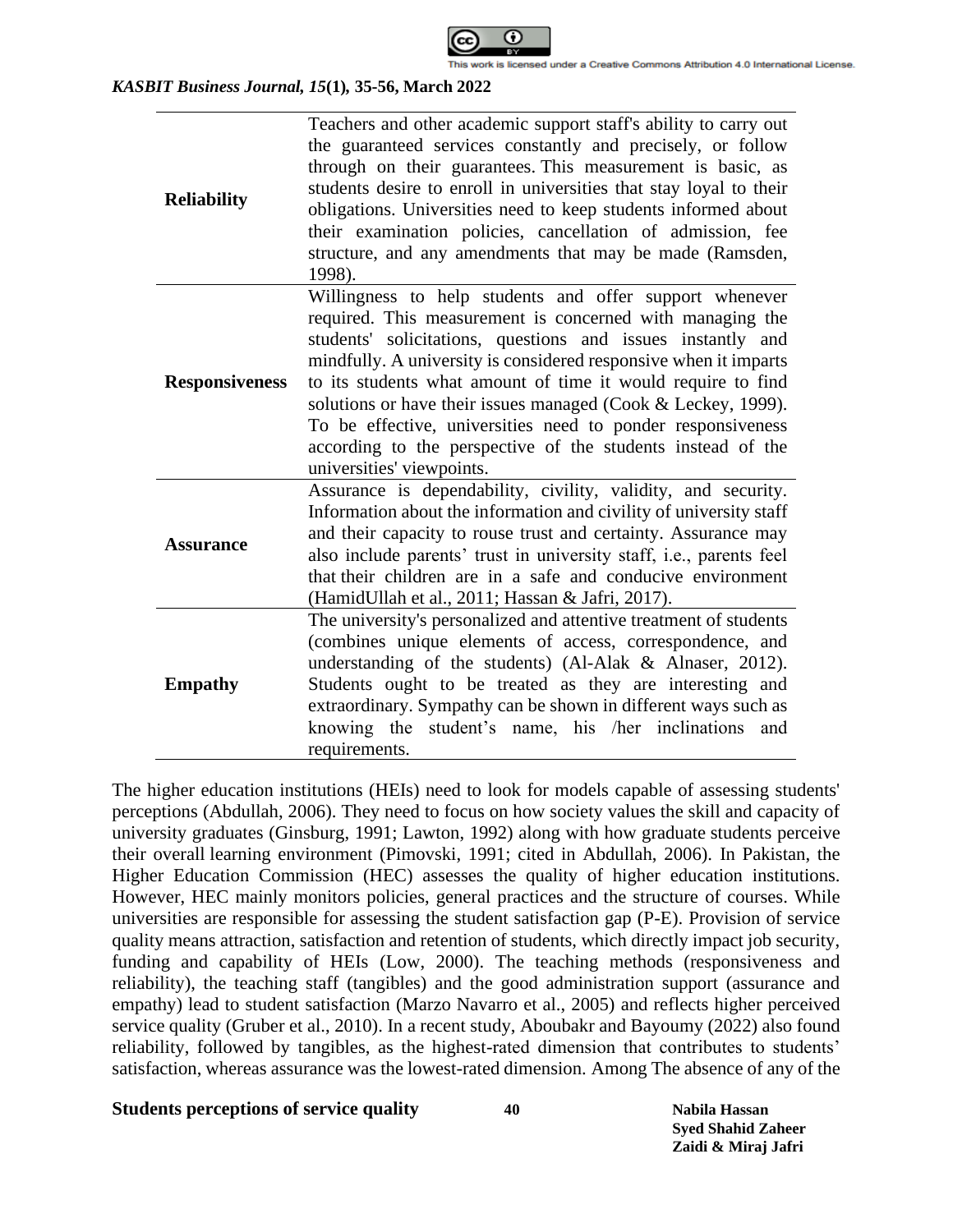| | |
|---|---|
| **Reliability** | Teachers and other academic support staff's ability to carry out the guaranteed services constantly and precisely, or follow through on their guarantees. This measurement is basic, as students desire to enroll in universities that stay loyal to their obligations. Universities need to keep students informed about their examination policies, cancellation of admission, fee structure, and any amendments that may be made (Ramsden, 1998). |
| **Responsiveness** | Willingness to help students and offer support whenever required. This measurement is concerned with managing the students' solicitations, questions and issues instantly and mindfully. A university is considered responsive when it imparts to its students what amount of time it would require to find solutions or have their issues managed (Cook & Leckey, 1999). To be effective, universities need to ponder responsiveness according to the perspective of the students instead of the universities' viewpoints. |
| **Assurance** | Assurance is dependability, civility, validity, and security. Information about the information and civility of university staff and their capacity to rouse trust and certainty. Assurance may also include parents' trust in university staff, i.e., parents feel that their children are in a safe and conducive environment (HamidUllah et al., 2011; Hassan & Jafri, 2017). |
| **Empathy** | The university's personalized and attentive treatment of students (combines unique elements of access, correspondence, and understanding of the students) (Al-Alak & Alnaser, 2012). Students ought to be treated as they are interesting and extraordinary. Sympathy can be shown in different ways such as knowing the student's name, his /her inclinations and requirements. |

The higher education institutions (HEIs) need to look for models capable of assessing students' perceptions (Abdullah, 2006). They need to focus on how society values the skill and capacity of university graduates (Ginsburg, 1991; Lawton, 1992) along with how graduate students perceive their overall learning environment (Pimovski, 1991; cited in Abdullah, 2006). In Pakistan, the Higher Education Commission (HEC) assesses the quality of higher education institutions. However, HEC mainly monitors policies, general practices and the structure of courses. While universities are responsible for assessing the student satisfaction gap (P-E). Provision of service quality means attraction, satisfaction and retention of students, which directly impact job security, funding and capability of HEIs (Low, 2000). The teaching methods (responsiveness and reliability), the teaching staff (tangibles) and the good administration support (assurance and empathy) lead to student satisfaction (Marzo Navarro et al., 2005) and reflects higher perceived service quality (Gruber et al., 2010). In a recent study, Aboubakr and Bayoumy (2022) also found reliability, followed by tangibles, as the highest-rated dimension that contributes to students' satisfaction, whereas assurance was the lowest-rated dimension. Among The absence of any of the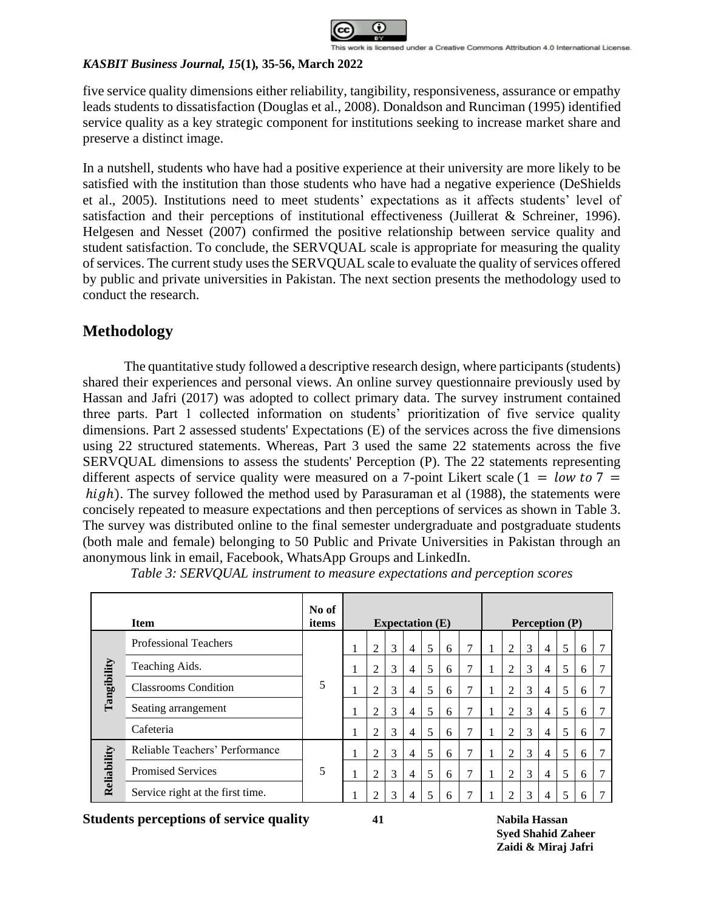five service quality dimensions either reliability, tangibility, responsiveness, assurance or empathy leads students to dissatisfaction (Douglas et al., 2008). Donaldson and Runciman (1995) identified service quality as a key strategic component for institutions seeking to increase market share and preserve a distinct image.

In a nutshell, students who have had a positive experience at their university are more likely to be satisfied with the institution than those students who have had a negative experience (DeShields et al., 2005). Institutions need to meet students' expectations as it affects students' level of satisfaction and their perceptions of institutional effectiveness (Juillerat & Schreiner, 1996). Helgesen and Nesset (2007) confirmed the positive relationship between service quality and student satisfaction. To conclude, the SERVQUAL scale is appropriate for measuring the quality of services. The current study uses the SERVQUAL scale to evaluate the quality of services offered by public and private universities in Pakistan. The next section presents the methodology used to conduct the research.

## Methodology

The quantitative study followed a descriptive research design, where participants (students) shared their experiences and personal views. An online survey questionnaire previously used by Hassan and Jafri (2017) was adopted to collect primary data. The survey instrument contained three parts. Part 1 collected information on students' prioritization of five service quality dimensions. Part 2 assessed students' Expectations (E) of the services across the five dimensions using 22 structured statements. Whereas, Part 3 used the same 22 statements across the five SERVQUAL dimensions to assess the students' Perception (P). The 22 statements representing different aspects of service quality were measured on a 7-point Likert scale $(1 = low\ to\ 7 = high)$. The survey followed the method used by Parasuraman et al (1988), the statements were concisely repeated to measure expectations and then perceptions of services as shown in Table 3. The survey was distributed online to the final semester undergraduate and postgraduate students (both male and female) belonging to 50 Public and Private Universities in Pakistan through an anonymous link in email, Facebook, WhatsApp Groups and LinkedIn.

*Table 3: SERVQUAL instrument to measure expectations and perception scores*

| | Item | No of items | Expectation (E) | | | | | | | Perception (P) | | | | | | |
|---|---|---|---|---|---|---|---|---|---|---|---|---|---|---|---|---|
| Tangibility | Professional Teachers | 5 | 1 | 2 | 3 | 4 | 5 | 6 | 7 | 1 | 2 | 3 | 4 | 5 | 6 | 7 |
| | Teaching Aids. | | 1 | 2 | 3 | 4 | 5 | 6 | 7 | 1 | 2 | 3 | 4 | 5 | 6 | 7 |
| | Classrooms Condition | | 1 | 2 | 3 | 4 | 5 | 6 | 7 | 1 | 2 | 3 | 4 | 5 | 6 | 7 |
| | Seating arrangement | | 1 | 2 | 3 | 4 | 5 | 6 | 7 | 1 | 2 | 3 | 4 | 5 | 6 | 7 |
| | Cafeteria | | 1 | 2 | 3 | 4 | 5 | 6 | 7 | 1 | 2 | 3 | 4 | 5 | 6 | 7 |
| Reliability | Reliable Teachers' Performance | 5 | 1 | 2 | 3 | 4 | 5 | 6 | 7 | 1 | 2 | 3 | 4 | 5 | 6 | 7 |
| | Promised Services | | 1 | 2 | 3 | 4 | 5 | 6 | 7 | 1 | 2 | 3 | 4 | 5 | 6 | 7 |
| | Service right at the first time. | | 1 | 2 | 3 | 4 | 5 | 6 | 7 | 1 | 2 | 3 | 4 | 5 | 6 | 7 |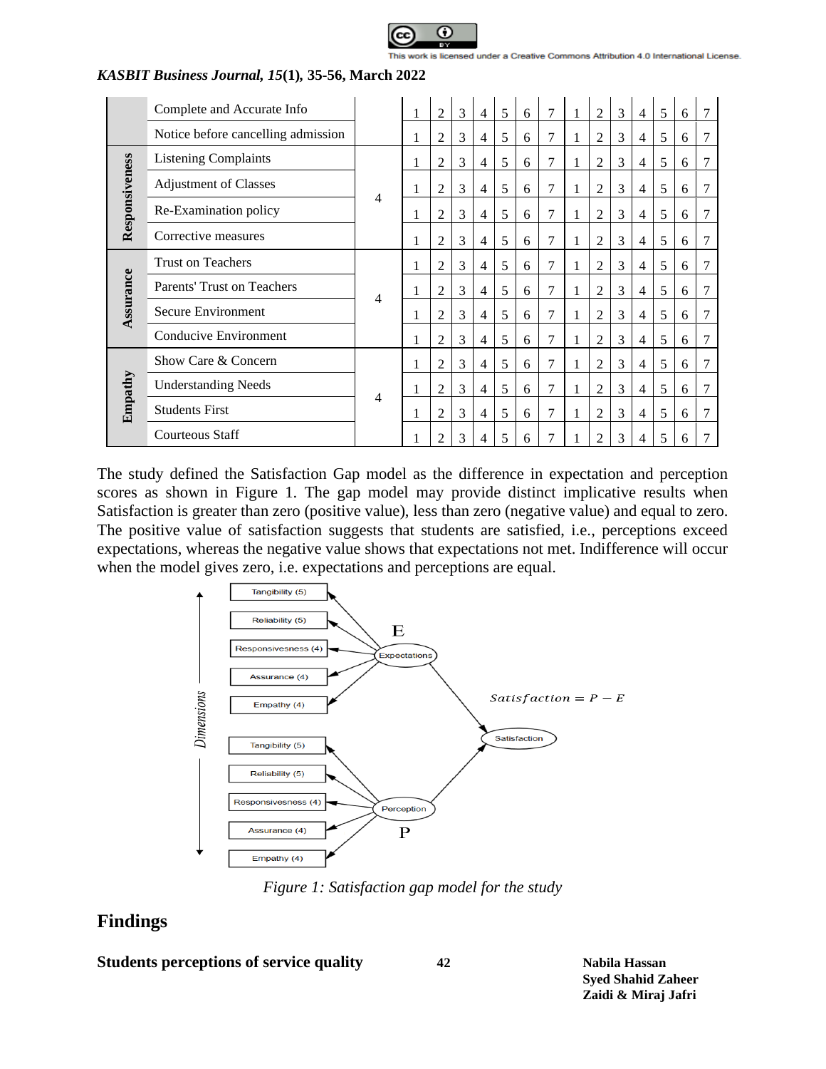| Dimension | Item | No. of Items | Expectation | | | | | | | Perception | | | | | | |
|---|---|---|---|---|---|---|---|---|---|---|---|---|---|---|---|---|
| | Complete and Accurate Info | | 1 | 2 | 3 | 4 | 5 | 6 | 7 | 1 | 2 | 3 | 4 | 5 | 6 | 7 |
| | Notice before cancelling admission | | 1 | 2 | 3 | 4 | 5 | 6 | 7 | 1 | 2 | 3 | 4 | 5 | 6 | 7 |
| Responsiveness | Listening Complaints | 4 | 1 | 2 | 3 | 4 | 5 | 6 | 7 | 1 | 2 | 3 | 4 | 5 | 6 | 7 |
| | Adjustment of Classes | | 1 | 2 | 3 | 4 | 5 | 6 | 7 | 1 | 2 | 3 | 4 | 5 | 6 | 7 |
| | Re-Examination policy | | 1 | 2 | 3 | 4 | 5 | 6 | 7 | 1 | 2 | 3 | 4 | 5 | 6 | 7 |
| | Corrective measures | | 1 | 2 | 3 | 4 | 5 | 6 | 7 | 1 | 2 | 3 | 4 | 5 | 6 | 7 |
| Assurance | Trust on Teachers | 4 | 1 | 2 | 3 | 4 | 5 | 6 | 7 | 1 | 2 | 3 | 4 | 5 | 6 | 7 |
| | Parents' Trust on Teachers | | 1 | 2 | 3 | 4 | 5 | 6 | 7 | 1 | 2 | 3 | 4 | 5 | 6 | 7 |
| | Secure Environment | | 1 | 2 | 3 | 4 | 5 | 6 | 7 | 1 | 2 | 3 | 4 | 5 | 6 | 7 |
| | Conducive Environment | | 1 | 2 | 3 | 4 | 5 | 6 | 7 | 1 | 2 | 3 | 4 | 5 | 6 | 7 |
| Empathy | Show Care & Concern | 4 | 1 | 2 | 3 | 4 | 5 | 6 | 7 | 1 | 2 | 3 | 4 | 5 | 6 | 7 |
| | Understanding Needs | | 1 | 2 | 3 | 4 | 5 | 6 | 7 | 1 | 2 | 3 | 4 | 5 | 6 | 7 |
| | Students First | | 1 | 2 | 3 | 4 | 5 | 6 | 7 | 1 | 2 | 3 | 4 | 5 | 6 | 7 |
| | Courteous Staff | | 1 | 2 | 3 | 4 | 5 | 6 | 7 | 1 | 2 | 3 | 4 | 5 | 6 | 7 |

The study defined the Satisfaction Gap model as the difference in expectation and perception scores as shown in Figure 1. The gap model may provide distinct implicative results when Satisfaction is greater than zero (positive value), less than zero (negative value) and equal to zero. The positive value of satisfaction suggests that students are satisfied, i.e., perceptions exceed expectations, whereas the negative value shows that expectations not met. Indifference will occur when the model gives zero, i.e. expectations and perceptions are equal.

Dimensions: Tangibility (5), Reliability (5), Responsiveness (4), Assurance (4), Empathy (4) → Expectations (E); Tangibility (5), Reliability (5), Responsiveness (4), Assurance (4), Empathy (4) → Perception (P); Expectations and Perception → Satisfaction

$$Satisfaction = P - E$$

*Figure 1: Satisfaction gap model for the study*

## Findings

**Students perceptions of service quality**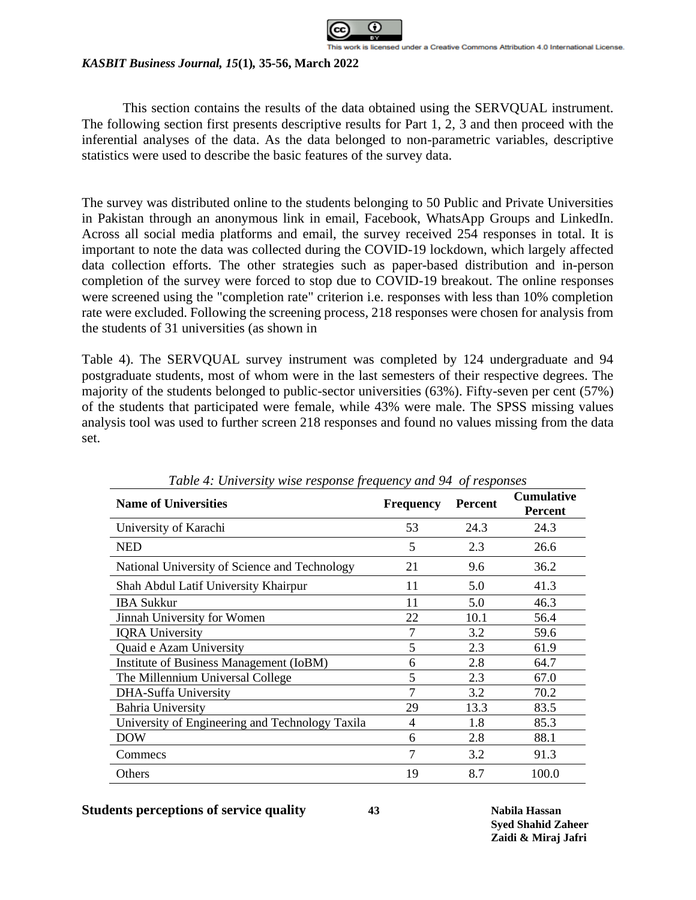This section contains the results of the data obtained using the SERVQUAL instrument. The following section first presents descriptive results for Part 1, 2, 3 and then proceed with the inferential analyses of the data. As the data belonged to non-parametric variables, descriptive statistics were used to describe the basic features of the survey data.

The survey was distributed online to the students belonging to 50 Public and Private Universities in Pakistan through an anonymous link in email, Facebook, WhatsApp Groups and LinkedIn. Across all social media platforms and email, the survey received 254 responses in total. It is important to note the data was collected during the COVID-19 lockdown, which largely affected data collection efforts. The other strategies such as paper-based distribution and in-person completion of the survey were forced to stop due to COVID-19 breakout. The online responses were screened using the "completion rate" criterion i.e. responses with less than 10% completion rate were excluded. Following the screening process, 218 responses were chosen for analysis from the students of 31 universities (as shown in

Table 4). The SERVQUAL survey instrument was completed by 124 undergraduate and 94 postgraduate students, most of whom were in the last semesters of their respective degrees. The majority of the students belonged to public-sector universities (63%). Fifty-seven per cent (57%) of the students that participated were female, while 43% were male. The SPSS missing values analysis tool was used to further screen 218 responses and found no values missing from the data set.

*Table 4: University wise response frequency and 94 of responses*

| Name of Universities | Frequency | Percent | Cumulative Percent |
|---|---|---|---|
| University of Karachi | 53 | 24.3 | 24.3 |
| NED | 5 | 2.3 | 26.6 |
| National University of Science and Technology | 21 | 9.6 | 36.2 |
| Shah Abdul Latif University Khairpur | 11 | 5.0 | 41.3 |
| IBA Sukkur | 11 | 5.0 | 46.3 |
| Jinnah University for Women | 22 | 10.1 | 56.4 |
| IQRA University | 7 | 3.2 | 59.6 |
| Quaid e Azam University | 5 | 2.3 | 61.9 |
| Institute of Business Management (IoBM) | 6 | 2.8 | 64.7 |
| The Millennium Universal College | 5 | 2.3 | 67.0 |
| DHA-Suffa University | 7 | 3.2 | 70.2 |
| Bahria University | 29 | 13.3 | 83.5 |
| University of Engineering and Technology Taxila | 4 | 1.8 | 85.3 |
| DOW | 6 | 2.8 | 88.1 |
| Commecs | 7 | 3.2 | 91.3 |
| Others | 19 | 8.7 | 100.0 |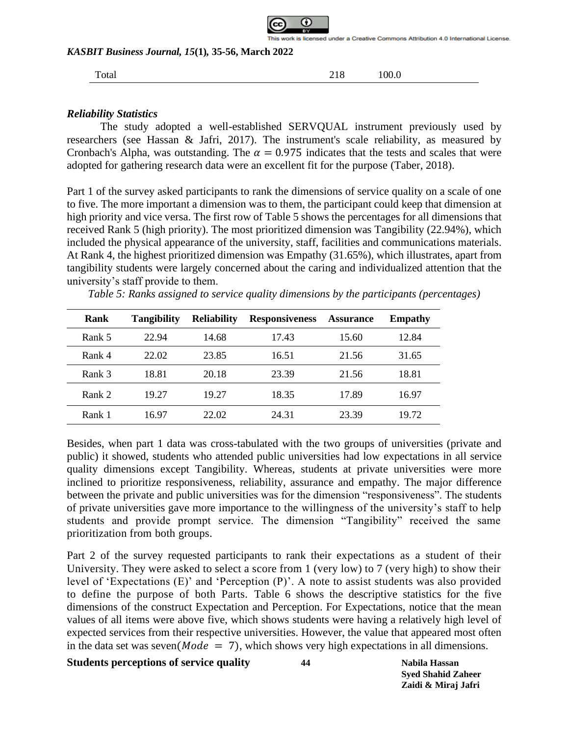| Total | 218 | 100.0 |
|---|---|---|

### *Reliability Statistics*

The study adopted a well-established SERVQUAL instrument previously used by researchers (see Hassan & Jafri, 2017). The instrument's scale reliability, as measured by Cronbach's Alpha, was outstanding. The $\alpha = 0.975$ indicates that the tests and scales that were adopted for gathering research data were an excellent fit for the purpose (Taber, 2018).

Part 1 of the survey asked participants to rank the dimensions of service quality on a scale of one to five. The more important a dimension was to them, the participant could keep that dimension at high priority and vice versa. The first row of Table 5 shows the percentages for all dimensions that received Rank 5 (high priority). The most prioritized dimension was Tangibility (22.94%), which included the physical appearance of the university, staff, facilities and communications materials. At Rank 4, the highest prioritized dimension was Empathy (31.65%), which illustrates, apart from tangibility students were largely concerned about the caring and individualized attention that the university's staff provide to them.

*Table 5: Ranks assigned to service quality dimensions by the participants (percentages)*

| Rank | Tangibility | Reliability | Responsiveness | Assurance | Empathy |
|---|---|---|---|---|---|
| Rank 5 | 22.94 | 14.68 | 17.43 | 15.60 | 12.84 |
| Rank 4 | 22.02 | 23.85 | 16.51 | 21.56 | 31.65 |
| Rank 3 | 18.81 | 20.18 | 23.39 | 21.56 | 18.81 |
| Rank 2 | 19.27 | 19.27 | 18.35 | 17.89 | 16.97 |
| Rank 1 | 16.97 | 22.02 | 24.31 | 23.39 | 19.72 |

Besides, when part 1 data was cross-tabulated with the two groups of universities (private and public) it showed, students who attended public universities had low expectations in all service quality dimensions except Tangibility. Whereas, students at private universities were more inclined to prioritize responsiveness, reliability, assurance and empathy. The major difference between the private and public universities was for the dimension "responsiveness". The students of private universities gave more importance to the willingness of the university's staff to help students and provide prompt service. The dimension "Tangibility" received the same prioritization from both groups.

Part 2 of the survey requested participants to rank their expectations as a student of their University. They were asked to select a score from 1 (very low) to 7 (very high) to show their level of 'Expectations (E)' and 'Perception (P)'. A note to assist students was also provided to define the purpose of both Parts. Table 6 shows the descriptive statistics for the five dimensions of the construct Expectation and Perception. For Expectations, notice that the mean values of all items were above five, which shows students were having a relatively high level of expected services from their respective universities. However, the value that appeared most often in the data set was seven($Mode = 7$), which shows very high expectations in all dimensions.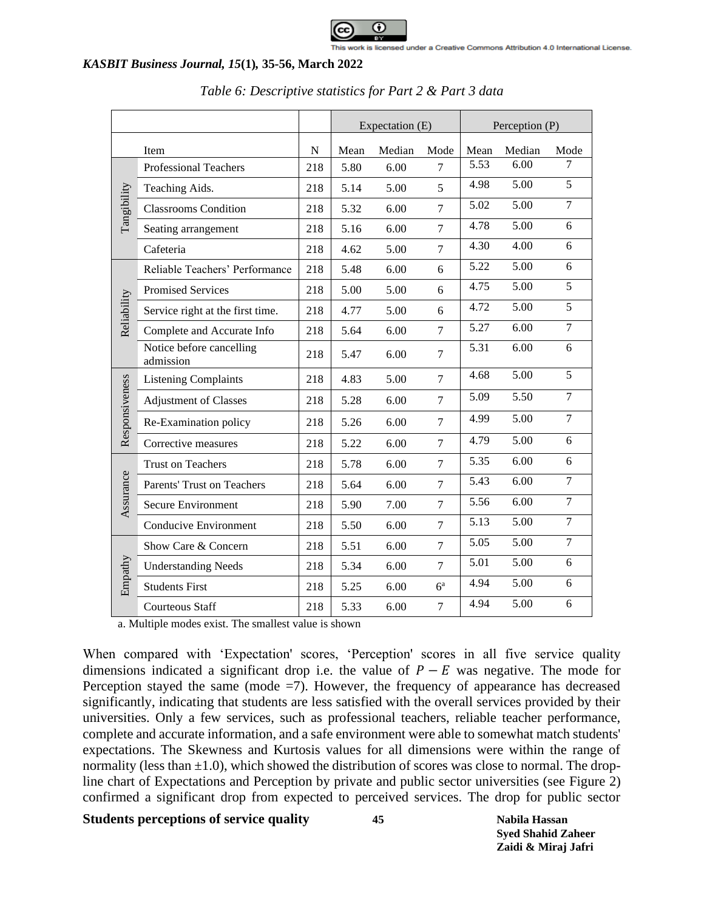*Table 6: Descriptive statistics for Part 2 & Part 3 data*

| | | | Expectation (E) | | | Perception (P) | | |
|---|---|---|---|---|---|---|---|---|
| | Item | N | Mean | Median | Mode | Mean | Median | Mode |
| Tangibility | Professional Teachers | 218 | 5.80 | 6.00 | 7 | 5.53 | 6.00 | 7 |
| | Teaching Aids. | 218 | 5.14 | 5.00 | 5 | 4.98 | 5.00 | 5 |
| | Classrooms Condition | 218 | 5.32 | 6.00 | 7 | 5.02 | 5.00 | 7 |
| | Seating arrangement | 218 | 5.16 | 6.00 | 7 | 4.78 | 5.00 | 6 |
| | Cafeteria | 218 | 4.62 | 5.00 | 7 | 4.30 | 4.00 | 6 |
| Reliability | Reliable Teachers' Performance | 218 | 5.48 | 6.00 | 6 | 5.22 | 5.00 | 6 |
| | Promised Services | 218 | 5.00 | 5.00 | 6 | 4.75 | 5.00 | 5 |
| | Service right at the first time. | 218 | 4.77 | 5.00 | 6 | 4.72 | 5.00 | 5 |
| | Complete and Accurate Info | 218 | 5.64 | 6.00 | 7 | 5.27 | 6.00 | 7 |
| | Notice before cancelling admission | 218 | 5.47 | 6.00 | 7 | 5.31 | 6.00 | 6 |
| Responsiveness | Listening Complaints | 218 | 4.83 | 5.00 | 7 | 4.68 | 5.00 | 5 |
| | Adjustment of Classes | 218 | 5.28 | 6.00 | 7 | 5.09 | 5.50 | 7 |
| | Re-Examination policy | 218 | 5.26 | 6.00 | 7 | 4.99 | 5.00 | 7 |
| | Corrective measures | 218 | 5.22 | 6.00 | 7 | 4.79 | 5.00 | 6 |
| Assurance | Trust on Teachers | 218 | 5.78 | 6.00 | 7 | 5.35 | 6.00 | 6 |
| | Parents' Trust on Teachers | 218 | 5.64 | 6.00 | 7 | 5.43 | 6.00 | 7 |
| | Secure Environment | 218 | 5.90 | 7.00 | 7 | 5.56 | 6.00 | 7 |
| | Conducive Environment | 218 | 5.50 | 6.00 | 7 | 5.13 | 5.00 | 7 |
| Empathy | Show Care & Concern | 218 | 5.51 | 6.00 | 7 | 5.05 | 5.00 | 7 |
| | Understanding Needs | 218 | 5.34 | 6.00 | 7 | 5.01 | 5.00 | 6 |
| | Students First | 218 | 5.25 | 6.00 | 6[a] | 4.94 | 5.00 | 6 |
| | Courteous Staff | 218 | 5.33 | 6.00 | 7 | 4.94 | 5.00 | 6 |

a. Multiple modes exist. The smallest value is shown

When compared with 'Expectation' scores, 'Perception' scores in all five service quality dimensions indicated a significant drop i.e. the value of $P - E$ was negative. The mode for Perception stayed the same (mode =7). However, the frequency of appearance has decreased significantly, indicating that students are less satisfied with the overall services provided by their universities. Only a few services, such as professional teachers, reliable teacher performance, complete and accurate information, and a safe environment were able to somewhat match students' expectations. The Skewness and Kurtosis values for all dimensions were within the range of normality (less than $\pm 1.0$), which showed the distribution of scores was close to normal. The drop-line chart of Expectations and Perception by private and public sector universities (see Figure 2) confirmed a significant drop from expected to perceived services. The drop for public sector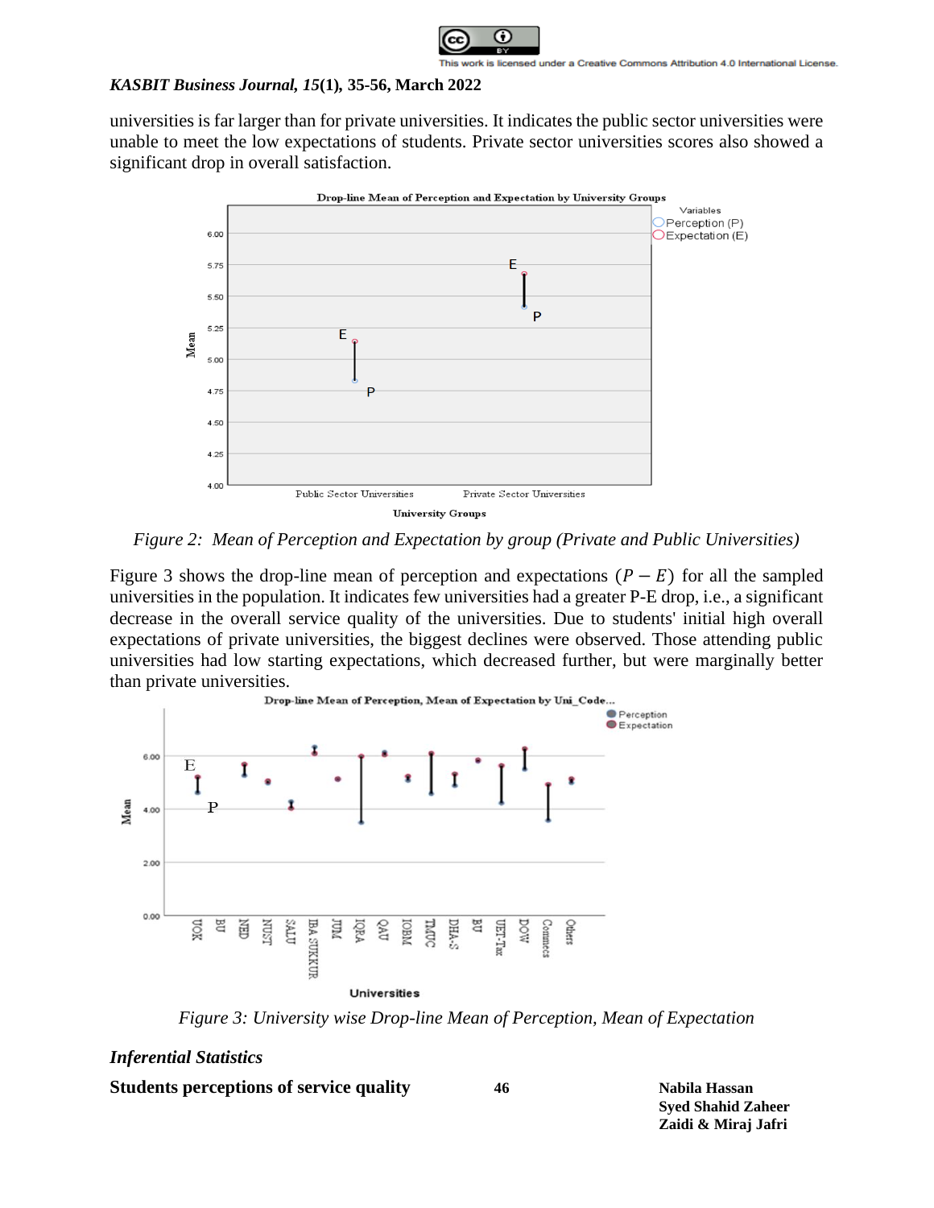universities is far larger than for private universities. It indicates the public sector universities were unable to meet the low expectations of students. Private sector universities scores also showed a significant drop in overall satisfaction.

*Figure 2: Mean of Perception and Expectation by group (Private and Public Universities)*

Figure 3 shows the drop-line mean of perception and expectations $(P - E)$ for all the sampled universities in the population. It indicates few universities had a greater P-E drop, i.e., a significant decrease in the overall service quality of the universities. Due to students' initial high overall expectations of private universities, the biggest declines were observed. Those attending public universities had low starting expectations, which decreased further, but were marginally better than private universities.

*Figure 3: University wise Drop-line Mean of Perception, Mean of Expectation*

### *Inferential Statistics*

**Students perceptions of service quality**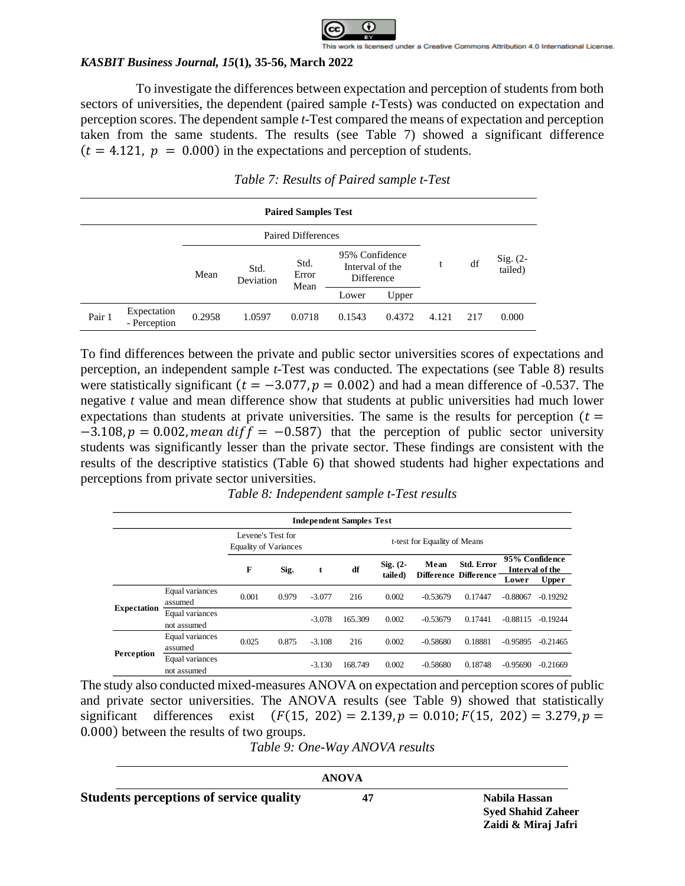To investigate the differences between expectation and perception of students from both sectors of universities, the dependent (paired sample *t*-Tests) was conducted on expectation and perception scores. The dependent sample *t*-Test compared the means of expectation and perception taken from the same students. The results (see Table 7) showed a significant difference ($t = 4.121,\ p = 0.000$) in the expectations and perception of students.

*Table 7: Results of Paired sample t-Test*

| Paired Samples Test | | | | | | | | | |
|---|---|---|---|---|---|---|---|---|---|
| | | Paired Differences | | | | | t | df | Sig. (2-tailed) |
| | | Mean | Std. Deviation | Std. Error Mean | 95% Confidence Interval of the Difference | | | | |
| | | | | | Lower | Upper | | | |
| Pair 1 | Expectation - Perception | 0.2958 | 1.0597 | 0.0718 | 0.1543 | 0.4372 | 4.121 | 217 | 0.000 |

To find differences between the private and public sector universities scores of expectations and perception, an independent sample *t*-Test was conducted. The expectations (see Table 8) results were statistically significant ($t = -3.077, p = 0.002$) and had a mean difference of -0.537. The negative *t* value and mean difference show that students at public universities had much lower expectations than students at private universities. The same is the results for perception ($t = -3.108, p = 0.002, mean\ diff = -0.587$) that the perception of public sector university students was significantly lesser than the private sector. These findings are consistent with the results of the descriptive statistics (Table 6) that showed students had higher expectations and perceptions from private sector universities.

*Table 8: Independent sample t-Test results*

| Independent Samples Test | | | | | | | | | | |
|---|---|---|---|---|---|---|---|---|---|---|
| | | Levene's Test for Equality of Variances | | t-test for Equality of Means | | | | | | |
| | | F | Sig. | t | df | Sig. (2-tailed) | Mean Difference | Std. Error Difference | 95% Confidence Interval of the | |
| | | | | | | | | | Lower | Upper |
| Expectation | Equal variances assumed | 0.001 | 0.979 | -3.077 | 216 | 0.002 | -0.53679 | 0.17447 | -0.88067 | -0.19292 |
| | Equal variances not assumed | | | -3.078 | 165.309 | 0.002 | -0.53679 | 0.17441 | -0.88115 | -0.19244 |
| Perception | Equal variances assumed | 0.025 | 0.875 | -3.108 | 216 | 0.002 | -0.58680 | 0.18881 | -0.95895 | -0.21465 |
| | Equal variances not assumed | | | -3.130 | 168.749 | 0.002 | -0.58680 | 0.18748 | -0.95690 | -0.21669 |

The study also conducted mixed-measures ANOVA on expectation and perception scores of public and private sector universities. The ANOVA results (see Table 9) showed that statistically significant differences exist ($F(15,\ 202) = 2.139, p = 0.010; F(15,\ 202) = 3.279, p = 0.000$) between the results of two groups.

*Table 9: One-Way ANOVA results*

**ANOVA**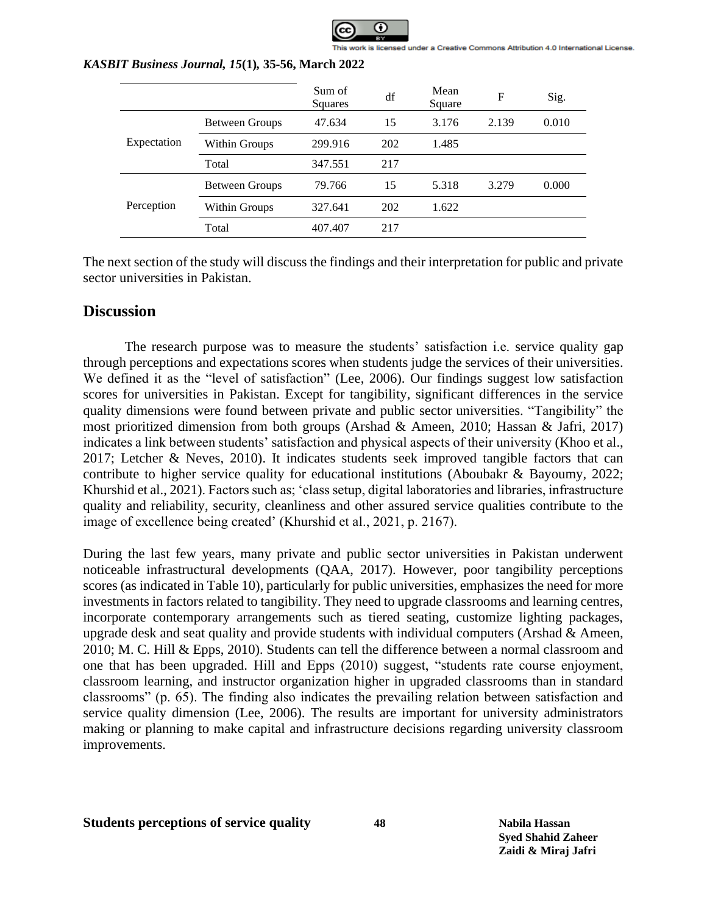| | | Sum of Squares | df | Mean Square | F | Sig. |
|---|---|---|---|---|---|---|
| Expectation | Between Groups | 47.634 | 15 | 3.176 | 2.139 | 0.010 |
| | Within Groups | 299.916 | 202 | 1.485 | | |
| | Total | 347.551 | 217 | | | |
| Perception | Between Groups | 79.766 | 15 | 5.318 | 3.279 | 0.000 |
| | Within Groups | 327.641 | 202 | 1.622 | | |
| | Total | 407.407 | 217 | | | |

The next section of the study will discuss the findings and their interpretation for public and private sector universities in Pakistan.

## Discussion

The research purpose was to measure the students' satisfaction i.e. service quality gap through perceptions and expectations scores when students judge the services of their universities. We defined it as the "level of satisfaction" (Lee, 2006). Our findings suggest low satisfaction scores for universities in Pakistan. Except for tangibility, significant differences in the service quality dimensions were found between private and public sector universities. "Tangibility" the most prioritized dimension from both groups (Arshad & Ameen, 2010; Hassan & Jafri, 2017) indicates a link between students' satisfaction and physical aspects of their university (Khoo et al., 2017; Letcher & Neves, 2010). It indicates students seek improved tangible factors that can contribute to higher service quality for educational institutions (Aboubakr & Bayoumy, 2022; Khurshid et al., 2021). Factors such as; 'class setup, digital laboratories and libraries, infrastructure quality and reliability, security, cleanliness and other assured service qualities contribute to the image of excellence being created' (Khurshid et al., 2021, p. 2167).

During the last few years, many private and public sector universities in Pakistan underwent noticeable infrastructural developments (QAA, 2017). However, poor tangibility perceptions scores (as indicated in Table 10), particularly for public universities, emphasizes the need for more investments in factors related to tangibility. They need to upgrade classrooms and learning centres, incorporate contemporary arrangements such as tiered seating, customize lighting packages, upgrade desk and seat quality and provide students with individual computers (Arshad & Ameen, 2010; M. C. Hill & Epps, 2010). Students can tell the difference between a normal classroom and one that has been upgraded. Hill and Epps (2010) suggest, "students rate course enjoyment, classroom learning, and instructor organization higher in upgraded classrooms than in standard classrooms" (p. 65). The finding also indicates the prevailing relation between satisfaction and service quality dimension (Lee, 2006). The results are important for university administrators making or planning to make capital and infrastructure decisions regarding university classroom improvements.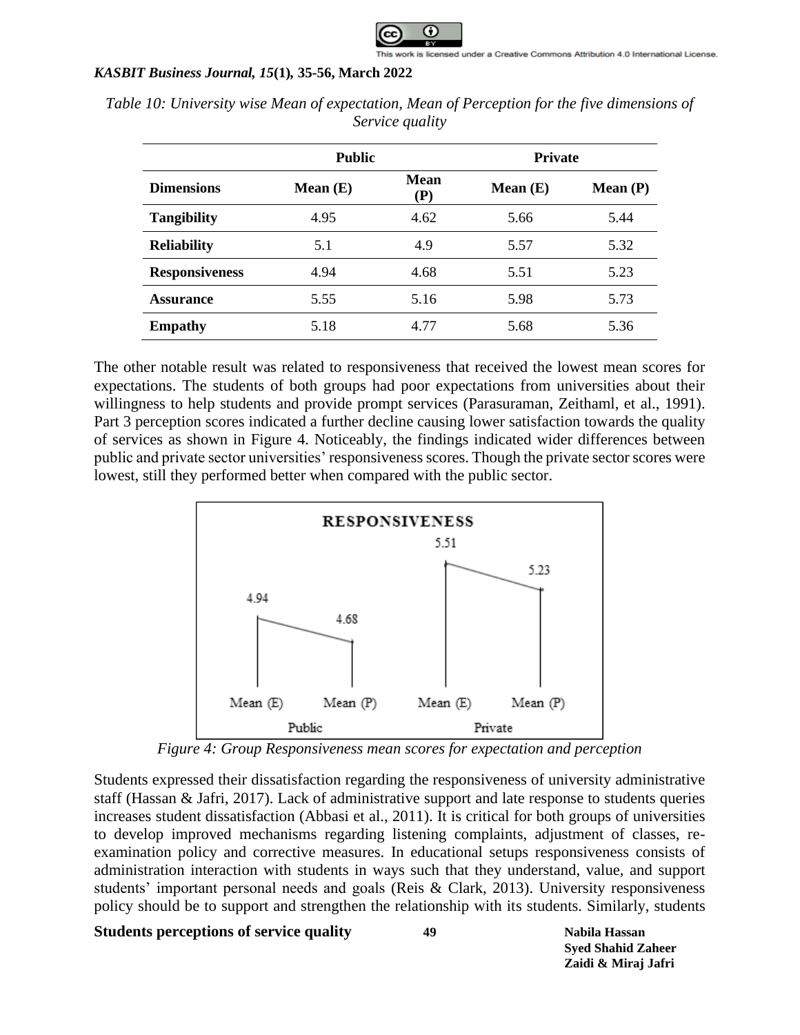*Table 10: University wise Mean of expectation, Mean of Perception for the five dimensions of Service quality*

| | Public | | Private | |
|---|---|---|---|---|
| **Dimensions** | **Mean (E)** | **Mean (P)** | **Mean (E)** | **Mean (P)** |
| **Tangibility** | 4.95 | 4.62 | 5.66 | 5.44 |
| **Reliability** | 5.1 | 4.9 | 5.57 | 5.32 |
| **Responsiveness** | 4.94 | 4.68 | 5.51 | 5.23 |
| **Assurance** | 5.55 | 5.16 | 5.98 | 5.73 |
| **Empathy** | 5.18 | 4.77 | 5.68 | 5.36 |

The other notable result was related to responsiveness that received the lowest mean scores for expectations. The students of both groups had poor expectations from universities about their willingness to help students and provide prompt services (Parasuraman, Zeithaml, et al., 1991). Part 3 perception scores indicated a further decline causing lower satisfaction towards the quality of services as shown in Figure 4. Noticeably, the findings indicated wider differences between public and private sector universities' responsiveness scores. Though the private sector scores were lowest, still they performed better when compared with the public sector.

*Figure 4: Group Responsiveness mean scores for expectation and perception*

Students expressed their dissatisfaction regarding the responsiveness of university administrative staff (Hassan & Jafri, 2017). Lack of administrative support and late response to students queries increases student dissatisfaction (Abbasi et al., 2011). It is critical for both groups of universities to develop improved mechanisms regarding listening complaints, adjustment of classes, re-examination policy and corrective measures. In educational setups responsiveness consists of administration interaction with students in ways such that they understand, value, and support students' important personal needs and goals (Reis & Clark, 2013). University responsiveness policy should be to support and strengthen the relationship with its students. Similarly, students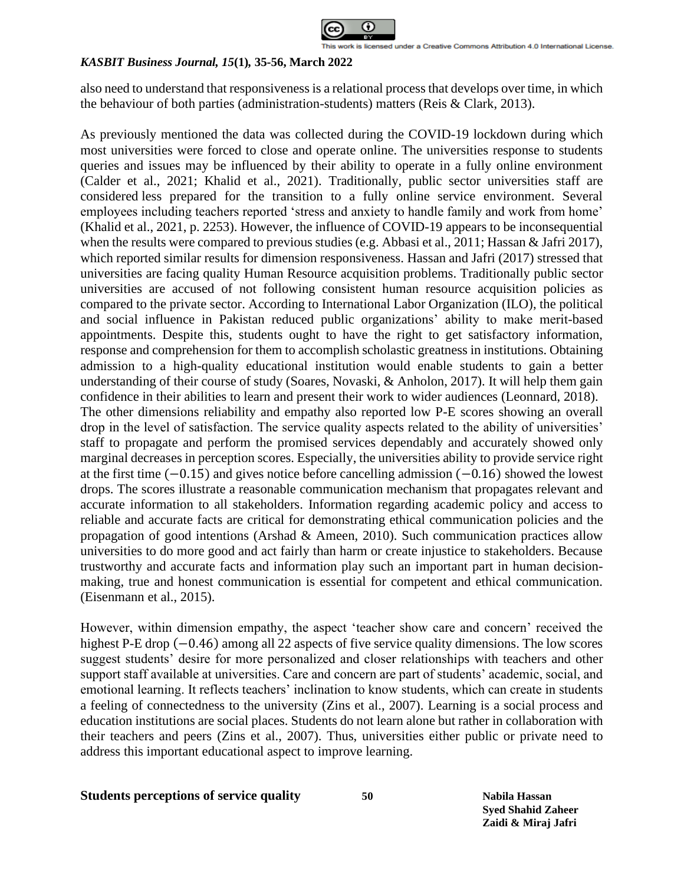also need to understand that responsiveness is a relational process that develops over time, in which the behaviour of both parties (administration-students) matters (Reis & Clark, 2013).

As previously mentioned the data was collected during the COVID-19 lockdown during which most universities were forced to close and operate online. The universities response to students queries and issues may be influenced by their ability to operate in a fully online environment (Calder et al., 2021; Khalid et al., 2021). Traditionally, public sector universities staff are considered less prepared for the transition to a fully online service environment. Several employees including teachers reported 'stress and anxiety to handle family and work from home' (Khalid et al., 2021, p. 2253). However, the influence of COVID-19 appears to be inconsequential when the results were compared to previous studies (e.g. Abbasi et al., 2011; Hassan & Jafri 2017), which reported similar results for dimension responsiveness. Hassan and Jafri (2017) stressed that universities are facing quality Human Resource acquisition problems. Traditionally public sector universities are accused of not following consistent human resource acquisition policies as compared to the private sector. According to International Labor Organization (ILO), the political and social influence in Pakistan reduced public organizations' ability to make merit-based appointments. Despite this, students ought to have the right to get satisfactory information, response and comprehension for them to accomplish scholastic greatness in institutions. Obtaining admission to a high-quality educational institution would enable students to gain a better understanding of their course of study (Soares, Novaski, & Anholon, 2017). It will help them gain confidence in their abilities to learn and present their work to wider audiences (Leonnard, 2018).
The other dimensions reliability and empathy also reported low P-E scores showing an overall drop in the level of satisfaction. The service quality aspects related to the ability of universities' staff to propagate and perform the promised services dependably and accurately showed only marginal decreases in perception scores. Especially, the universities ability to provide service right at the first time $(-0.15)$ and gives notice before cancelling admission $(-0.16)$ showed the lowest drops. The scores illustrate a reasonable communication mechanism that propagates relevant and accurate information to all stakeholders. Information regarding academic policy and access to reliable and accurate facts are critical for demonstrating ethical communication policies and the propagation of good intentions (Arshad & Ameen, 2010). Such communication practices allow universities to do more good and act fairly than harm or create injustice to stakeholders. Because trustworthy and accurate facts and information play such an important part in human decision-making, true and honest communication is essential for competent and ethical communication. (Eisenmann et al., 2015).

However, within dimension empathy, the aspect 'teacher show care and concern' received the highest P-E drop $(-0.46)$ among all 22 aspects of five service quality dimensions. The low scores suggest students' desire for more personalized and closer relationships with teachers and other support staff available at universities. Care and concern are part of students' academic, social, and emotional learning. It reflects teachers' inclination to know students, which can create in students a feeling of connectedness to the university (Zins et al., 2007). Learning is a social process and education institutions are social places. Students do not learn alone but rather in collaboration with their teachers and peers (Zins et al., 2007). Thus, universities either public or private need to address this important educational aspect to improve learning.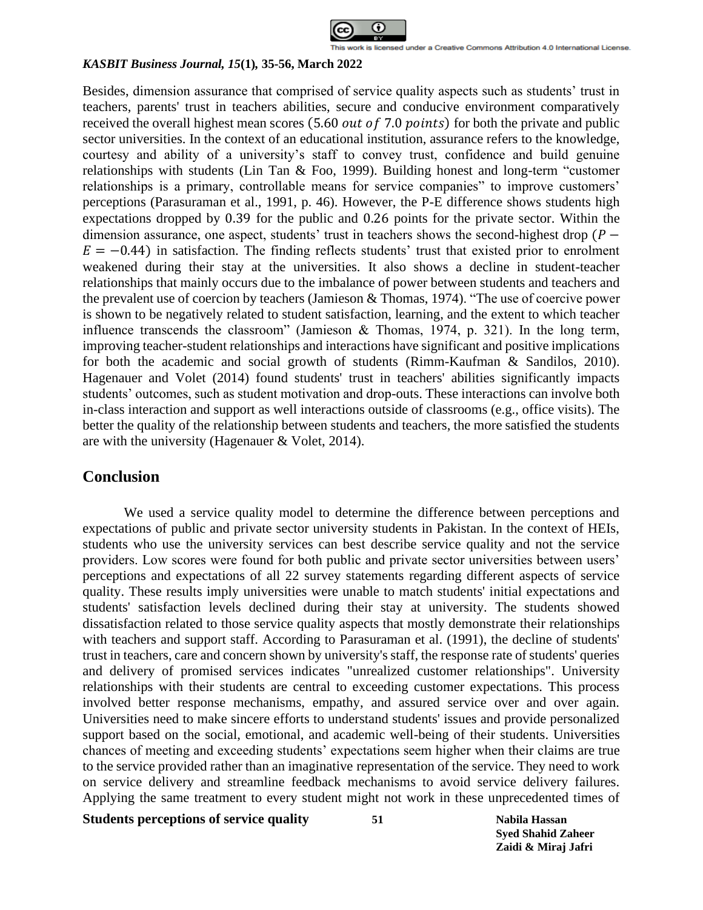Besides, dimension assurance that comprised of service quality aspects such as students' trust in teachers, parents' trust in teachers abilities, secure and conducive environment comparatively received the overall highest mean scores ($5.60 \; out \; of \; 7.0 \; points$) for both the private and public sector universities. In the context of an educational institution, assurance refers to the knowledge, courtesy and ability of a university's staff to convey trust, confidence and build genuine relationships with students (Lin Tan & Foo, 1999). Building honest and long-term "customer relationships is a primary, controllable means for service companies" to improve customers' perceptions (Parasuraman et al., 1991, p. 46). However, the P-E difference shows students high expectations dropped by 0.39 for the public and 0.26 points for the private sector. Within the dimension assurance, one aspect, students' trust in teachers shows the second-highest drop ($P - E = -0.44$) in satisfaction. The finding reflects students' trust that existed prior to enrolment weakened during their stay at the universities. It also shows a decline in student-teacher relationships that mainly occurs due to the imbalance of power between students and teachers and the prevalent use of coercion by teachers (Jamieson & Thomas, 1974). "The use of coercive power is shown to be negatively related to student satisfaction, learning, and the extent to which teacher influence transcends the classroom" (Jamieson & Thomas, 1974, p. 321). In the long term, improving teacher-student relationships and interactions have significant and positive implications for both the academic and social growth of students (Rimm-Kaufman & Sandilos, 2010). Hagenauer and Volet (2014) found students' trust in teachers' abilities significantly impacts students' outcomes, such as student motivation and drop-outs. These interactions can involve both in-class interaction and support as well interactions outside of classrooms (e.g., office visits). The better the quality of the relationship between students and teachers, the more satisfied the students are with the university (Hagenauer & Volet, 2014).

## Conclusion

We used a service quality model to determine the difference between perceptions and expectations of public and private sector university students in Pakistan. In the context of HEIs, students who use the university services can best describe service quality and not the service providers. Low scores were found for both public and private sector universities between users' perceptions and expectations of all 22 survey statements regarding different aspects of service quality. These results imply universities were unable to match students' initial expectations and students' satisfaction levels declined during their stay at university. The students showed dissatisfaction related to those service quality aspects that mostly demonstrate their relationships with teachers and support staff. According to Parasuraman et al. (1991), the decline of students' trust in teachers, care and concern shown by university's staff, the response rate of students' queries and delivery of promised services indicates "unrealized customer relationships". University relationships with their students are central to exceeding customer expectations. This process involved better response mechanisms, empathy, and assured service over and over again. Universities need to make sincere efforts to understand students' issues and provide personalized support based on the social, emotional, and academic well-being of their students. Universities chances of meeting and exceeding students' expectations seem higher when their claims are true to the service provided rather than an imaginative representation of the service. They need to work on service delivery and streamline feedback mechanisms to avoid service delivery failures. Applying the same treatment to every student might not work in these unprecedented times of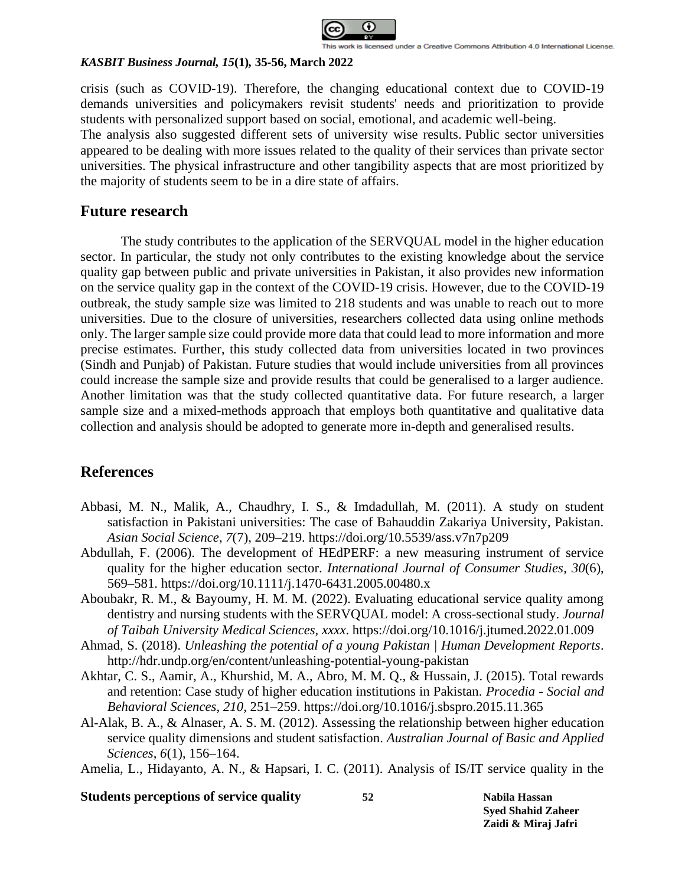crisis (such as COVID-19). Therefore, the changing educational context due to COVID-19 demands universities and policymakers revisit students' needs and prioritization to provide students with personalized support based on social, emotional, and academic well-being.
The analysis also suggested different sets of university wise results. Public sector universities appeared to be dealing with more issues related to the quality of their services than private sector universities. The physical infrastructure and other tangibility aspects that are most prioritized by the majority of students seem to be in a dire state of affairs.

## Future research

The study contributes to the application of the SERVQUAL model in the higher education sector. In particular, the study not only contributes to the existing knowledge about the service quality gap between public and private universities in Pakistan, it also provides new information on the service quality gap in the context of the COVID-19 crisis. However, due to the COVID-19 outbreak, the study sample size was limited to 218 students and was unable to reach out to more universities. Due to the closure of universities, researchers collected data using online methods only. The larger sample size could provide more data that could lead to more information and more precise estimates. Further, this study collected data from universities located in two provinces (Sindh and Punjab) of Pakistan. Future studies that would include universities from all provinces could increase the sample size and provide results that could be generalised to a larger audience. Another limitation was that the study collected quantitative data. For future research, a larger sample size and a mixed-methods approach that employs both quantitative and qualitative data collection and analysis should be adopted to generate more in-depth and generalised results.

## References

Abbasi, M. N., Malik, A., Chaudhry, I. S., & Imdadullah, M. (2011). A study on student satisfaction in Pakistani universities: The case of Bahauddin Zakariya University, Pakistan. *Asian Social Science*, *7*(7), 209–219. https://doi.org/10.5539/ass.v7n7p209

Abdullah, F. (2006). The development of HEdPERF: a new measuring instrument of service quality for the higher education sector. *International Journal of Consumer Studies*, *30*(6), 569–581. https://doi.org/10.1111/j.1470-6431.2005.00480.x

Aboubakr, R. M., & Bayoumy, H. M. M. (2022). Evaluating educational service quality among dentistry and nursing students with the SERVQUAL model: A cross-sectional study. *Journal of Taibah University Medical Sciences*, *xxxx*. https://doi.org/10.1016/j.jtumed.2022.01.009

Ahmad, S. (2018). *Unleashing the potential of a young Pakistan | Human Development Reports*. http://hdr.undp.org/en/content/unleashing-potential-young-pakistan

Akhtar, C. S., Aamir, A., Khurshid, M. A., Abro, M. M. Q., & Hussain, J. (2015). Total rewards and retention: Case study of higher education institutions in Pakistan. *Procedia - Social and Behavioral Sciences*, *210*, 251–259. https://doi.org/10.1016/j.sbspro.2015.11.365

Al-Alak, B. A., & Alnaser, A. S. M. (2012). Assessing the relationship between higher education service quality dimensions and student satisfaction. *Australian Journal of Basic and Applied Sciences*, *6*(1), 156–164.

Amelia, L., Hidayanto, A. N., & Hapsari, I. C. (2011). Analysis of IS/IT service quality in the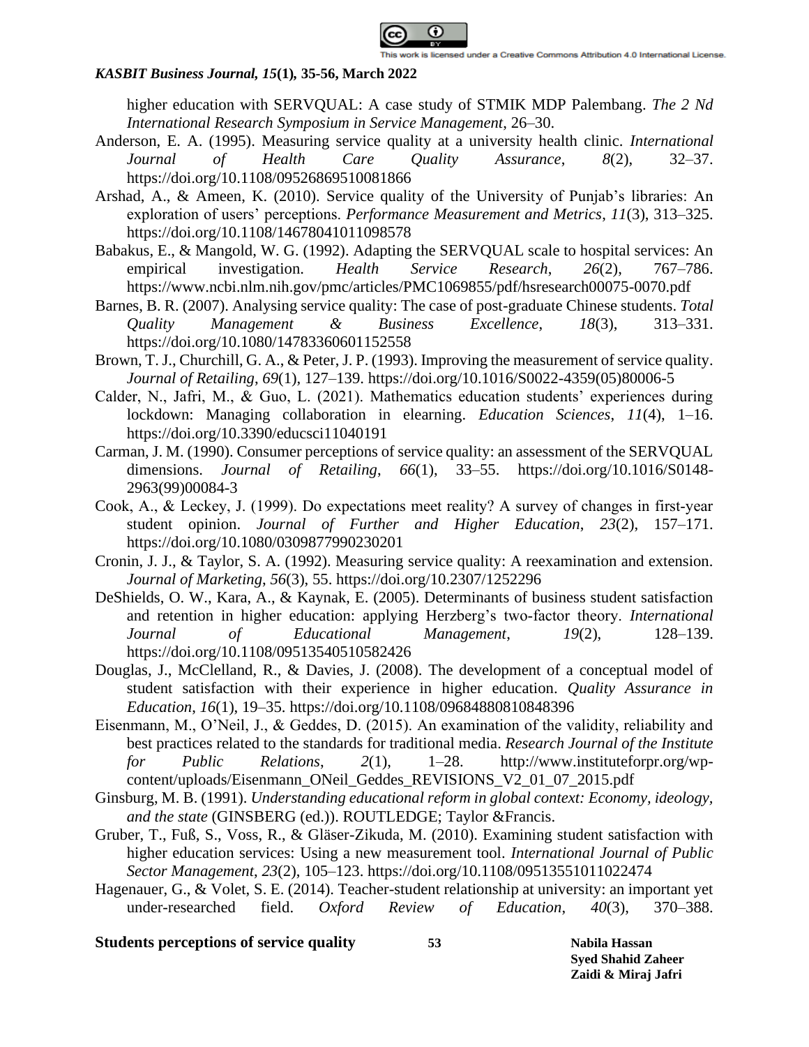higher education with SERVQUAL: A case study of STMIK MDP Palembang. *The 2 Nd International Research Symposium in Service Management*, 26–30.

Anderson, E. A. (1995). Measuring service quality at a university health clinic. *International Journal of Health Care Quality Assurance*, *8*(2), 32–37. https://doi.org/10.1108/09526869510081866

Arshad, A., & Ameen, K. (2010). Service quality of the University of Punjab's libraries: An exploration of users' perceptions. *Performance Measurement and Metrics*, *11*(3), 313–325. https://doi.org/10.1108/14678041011098578

Babakus, E., & Mangold, W. G. (1992). Adapting the SERVQUAL scale to hospital services: An empirical investigation. *Health Service Research*, *26*(2), 767–786. https://www.ncbi.nlm.nih.gov/pmc/articles/PMC1069855/pdf/hsresearch00075-0070.pdf

Barnes, B. R. (2007). Analysing service quality: The case of post-graduate Chinese students. *Total Quality Management & Business Excellence*, *18*(3), 313–331. https://doi.org/10.1080/14783360601152558

Brown, T. J., Churchill, G. A., & Peter, J. P. (1993). Improving the measurement of service quality. *Journal of Retailing*, *69*(1), 127–139. https://doi.org/10.1016/S0022-4359(05)80006-5

Calder, N., Jafri, M., & Guo, L. (2021). Mathematics education students' experiences during lockdown: Managing collaboration in elearning. *Education Sciences*, *11*(4), 1–16. https://doi.org/10.3390/educsci11040191

Carman, J. M. (1990). Consumer perceptions of service quality: an assessment of the SERVQUAL dimensions. *Journal of Retailing*, *66*(1), 33–55. https://doi.org/10.1016/S0148-2963(99)00084-3

Cook, A., & Leckey, J. (1999). Do expectations meet reality? A survey of changes in first-year student opinion. *Journal of Further and Higher Education*, *23*(2), 157–171. https://doi.org/10.1080/0309877990230201

Cronin, J. J., & Taylor, S. A. (1992). Measuring service quality: A reexamination and extension. *Journal of Marketing*, *56*(3), 55. https://doi.org/10.2307/1252296

DeShields, O. W., Kara, A., & Kaynak, E. (2005). Determinants of business student satisfaction and retention in higher education: applying Herzberg's two-factor theory. *International Journal of Educational Management*, *19*(2), 128–139. https://doi.org/10.1108/09513540510582426

Douglas, J., McClelland, R., & Davies, J. (2008). The development of a conceptual model of student satisfaction with their experience in higher education. *Quality Assurance in Education*, *16*(1), 19–35. https://doi.org/10.1108/09684880810848396

Eisenmann, M., O'Neil, J., & Geddes, D. (2015). An examination of the validity, reliability and best practices related to the standards for traditional media. *Research Journal of the Institute for Public Relations*, *2*(1), 1–28. http://www.instituteforpr.org/wp-content/uploads/Eisenmann_ONeil_Geddes_REVISIONS_V2_01_07_2015.pdf

Ginsburg, M. B. (1991). *Understanding educational reform in global context: Economy, ideology, and the state* (GINSBERG (ed.)). ROUTLEDGE; Taylor &Francis.

Gruber, T., Fuß, S., Voss, R., & Gläser-Zikuda, M. (2010). Examining student satisfaction with higher education services: Using a new measurement tool. *International Journal of Public Sector Management*, *23*(2), 105–123. https://doi.org/10.1108/09513551011022474

Hagenauer, G., & Volet, S. E. (2014). Teacher-student relationship at university: an important yet under-researched field. *Oxford Review of Education*, *40*(3), 370–388.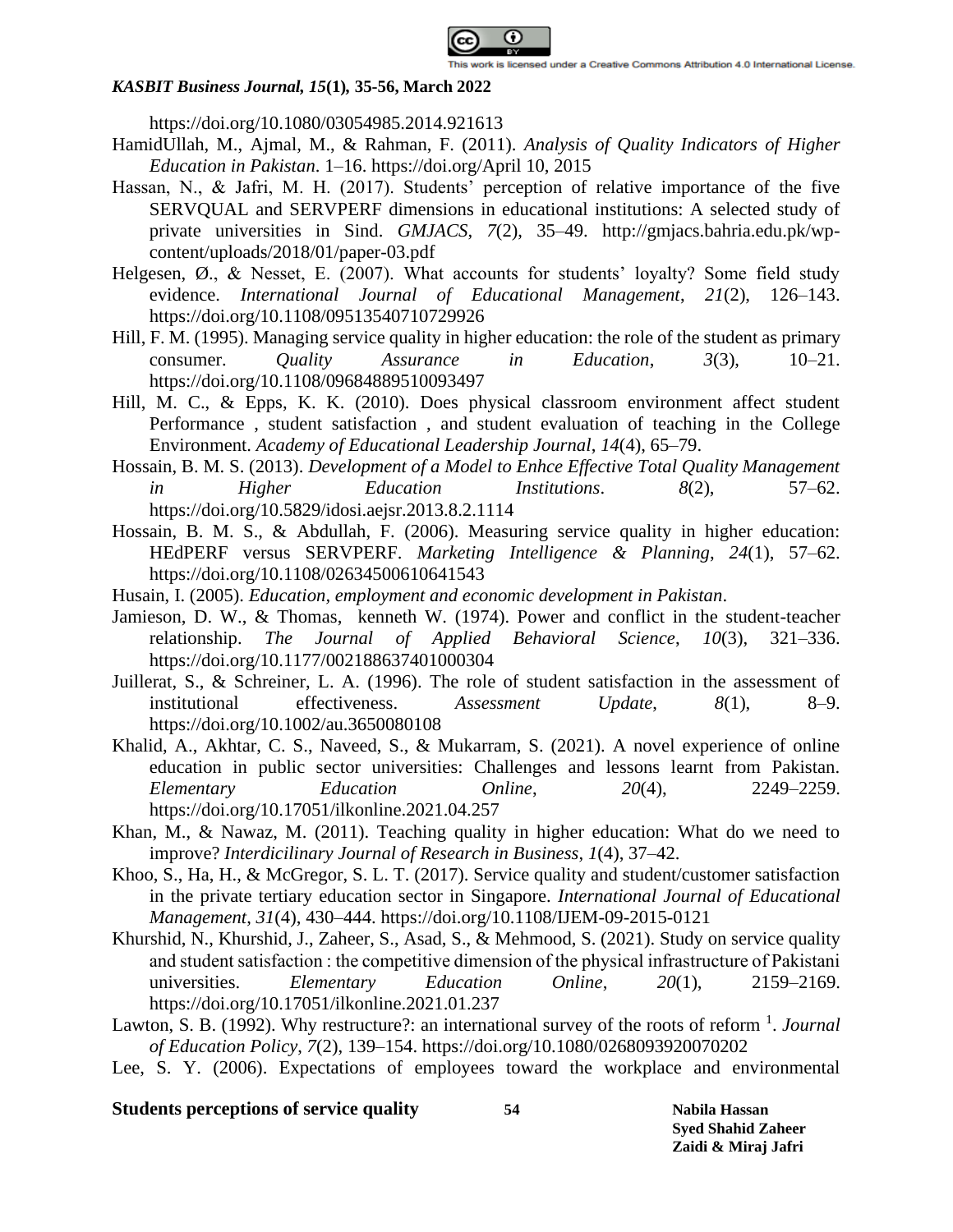https://doi.org/10.1080/03054985.2014.921613

HamidUllah, M., Ajmal, M., & Rahman, F. (2011). *Analysis of Quality Indicators of Higher Education in Pakistan*. 1–16. https://doi.org/April 10, 2015

Hassan, N., & Jafri, M. H. (2017). Students' perception of relative importance of the five SERVQUAL and SERVPERF dimensions in educational institutions: A selected study of private universities in Sind. *GMJACS*, *7*(2), 35–49. http://gmjacs.bahria.edu.pk/wp-content/uploads/2018/01/paper-03.pdf

Helgesen, Ø., & Nesset, E. (2007). What accounts for students' loyalty? Some field study evidence. *International Journal of Educational Management*, *21*(2), 126–143. https://doi.org/10.1108/09513540710729926

Hill, F. M. (1995). Managing service quality in higher education: the role of the student as primary consumer. *Quality Assurance in Education*, *3*(3), 10–21. https://doi.org/10.1108/09684889510093497

Hill, M. C., & Epps, K. K. (2010). Does physical classroom environment affect student Performance , student satisfaction , and student evaluation of teaching in the College Environment. *Academy of Educational Leadership Journal*, *14*(4), 65–79.

Hossain, B. M. S. (2013). *Development of a Model to Enhce Effective Total Quality Management in Higher Education Institutions*. *8*(2), 57–62. https://doi.org/10.5829/idosi.aejsr.2013.8.2.1114

Hossain, B. M. S., & Abdullah, F. (2006). Measuring service quality in higher education: HEdPERF versus SERVPERF. *Marketing Intelligence & Planning*, *24*(1), 57–62. https://doi.org/10.1108/02634500610641543

Husain, I. (2005). *Education, employment and economic development in Pakistan*.

Jamieson, D. W., & Thomas, kenneth W. (1974). Power and conflict in the student-teacher relationship. *The Journal of Applied Behavioral Science*, *10*(3), 321–336. https://doi.org/10.1177/002188637401000304

Juillerat, S., & Schreiner, L. A. (1996). The role of student satisfaction in the assessment of institutional effectiveness. *Assessment Update*, *8*(1), 8–9. https://doi.org/10.1002/au.3650080108

Khalid, A., Akhtar, C. S., Naveed, S., & Mukarram, S. (2021). A novel experience of online education in public sector universities: Challenges and lessons learnt from Pakistan. *Elementary Education Online*, *20*(4), 2249–2259. https://doi.org/10.17051/ilkonline.2021.04.257

Khan, M., & Nawaz, M. (2011). Teaching quality in higher education: What do we need to improve? *Interdicilinary Journal of Research in Business*, *1*(4), 37–42.

Khoo, S., Ha, H., & McGregor, S. L. T. (2017). Service quality and student/customer satisfaction in the private tertiary education sector in Singapore. *International Journal of Educational Management*, *31*(4), 430–444. https://doi.org/10.1108/IJEM-09-2015-0121

Khurshid, N., Khurshid, J., Zaheer, S., Asad, S., & Mehmood, S. (2021). Study on service quality and student satisfaction : the competitive dimension of the physical infrastructure of Pakistani universities. *Elementary Education Online*, *20*(1), 2159–2169. https://doi.org/10.17051/ilkonline.2021.01.237

Lawton, S. B. (1992). Why restructure?: an international survey of the roots of reform [1]. *Journal of Education Policy*, *7*(2), 139–154. https://doi.org/10.1080/0268093920070202

Lee, S. Y. (2006). Expectations of employees toward the workplace and environmental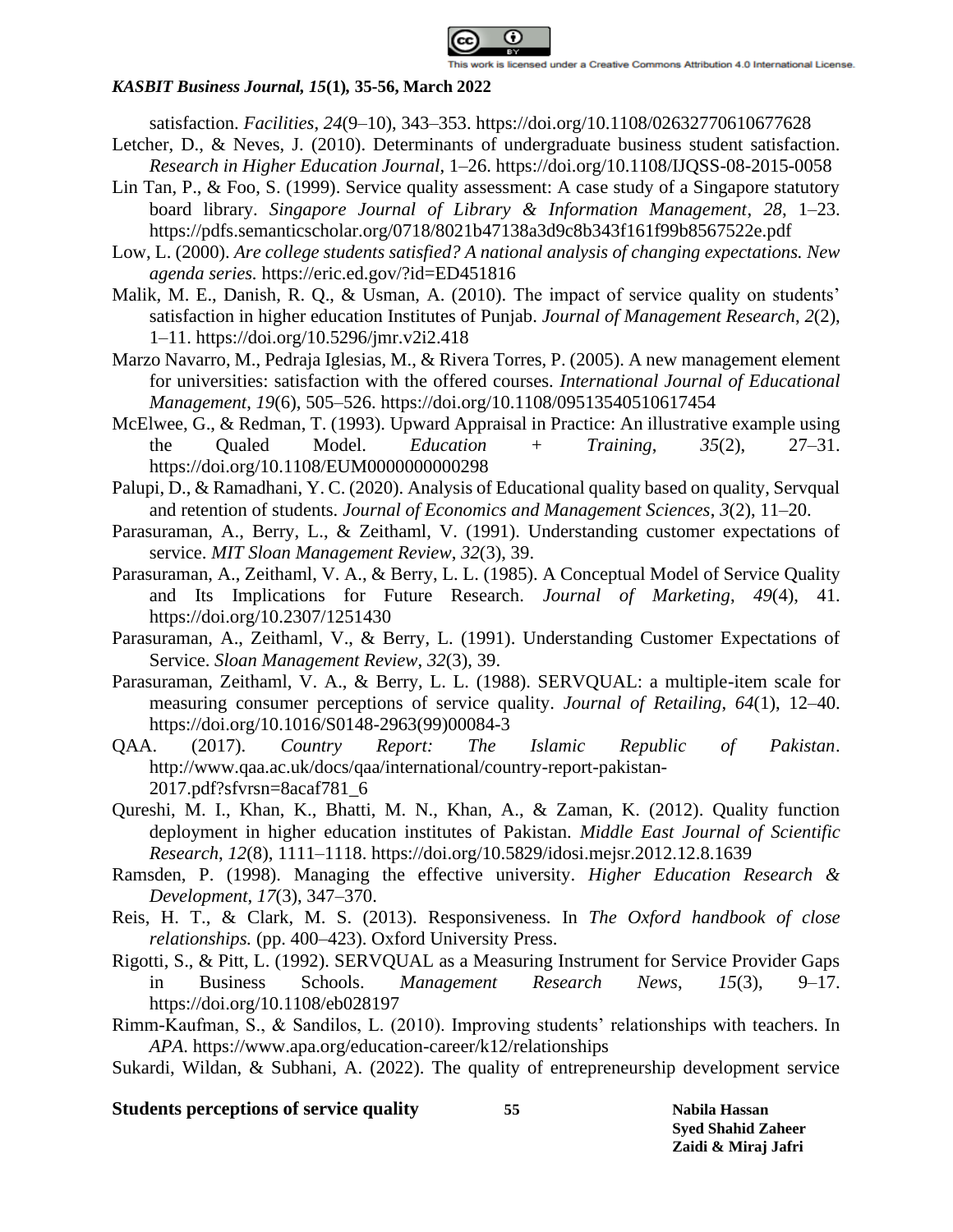satisfaction. *Facilities*, *24*(9–10), 343–353. https://doi.org/10.1108/02632770610677628

Letcher, D., & Neves, J. (2010). Determinants of undergraduate business student satisfaction. *Research in Higher Education Journal*, 1–26. https://doi.org/10.1108/IJQSS-08-2015-0058

Lin Tan, P., & Foo, S. (1999). Service quality assessment: A case study of a Singapore statutory board library. *Singapore Journal of Library & Information Management*, *28*, 1–23. https://pdfs.semanticscholar.org/0718/8021b47138a3d9c8b343f161f99b8567522e.pdf

Low, L. (2000). *Are college students satisfied? A national analysis of changing expectations. New agenda series.* https://eric.ed.gov/?id=ED451816

Malik, M. E., Danish, R. Q., & Usman, A. (2010). The impact of service quality on students' satisfaction in higher education Institutes of Punjab. *Journal of Management Research*, *2*(2), 1–11. https://doi.org/10.5296/jmr.v2i2.418

Marzo Navarro, M., Pedraja Iglesias, M., & Rivera Torres, P. (2005). A new management element for universities: satisfaction with the offered courses. *International Journal of Educational Management*, *19*(6), 505–526. https://doi.org/10.1108/09513540510617454

McElwee, G., & Redman, T. (1993). Upward Appraisal in Practice: An illustrative example using the Qualed Model. *Education + Training*, *35*(2), 27–31. https://doi.org/10.1108/EUM0000000000298

Palupi, D., & Ramadhani, Y. C. (2020). Analysis of Educational quality based on quality, Servqual and retention of students. *Journal of Economics and Management Sciences*, *3*(2), 11–20.

Parasuraman, A., Berry, L., & Zeithaml, V. (1991). Understanding customer expectations of service. *MIT Sloan Management Review*, *32*(3), 39.

Parasuraman, A., Zeithaml, V. A., & Berry, L. L. (1985). A Conceptual Model of Service Quality and Its Implications for Future Research. *Journal of Marketing*, *49*(4), 41. https://doi.org/10.2307/1251430

Parasuraman, A., Zeithaml, V., & Berry, L. (1991). Understanding Customer Expectations of Service. *Sloan Management Review*, *32*(3), 39.

Parasuraman, Zeithaml, V. A., & Berry, L. L. (1988). SERVQUAL: a multiple-item scale for measuring consumer perceptions of service quality. *Journal of Retailing*, *64*(1), 12–40. https://doi.org/10.1016/S0148-2963(99)00084-3

QAA. (2017). *Country Report: The Islamic Republic of Pakistan*. http://www.qaa.ac.uk/docs/qaa/international/country-report-pakistan-2017.pdf?sfvrsn=8acaf781_6

Qureshi, M. I., Khan, K., Bhatti, M. N., Khan, A., & Zaman, K. (2012). Quality function deployment in higher education institutes of Pakistan. *Middle East Journal of Scientific Research*, *12*(8), 1111–1118. https://doi.org/10.5829/idosi.mejsr.2012.12.8.1639

Ramsden, P. (1998). Managing the effective university. *Higher Education Research & Development*, *17*(3), 347–370.

Reis, H. T., & Clark, M. S. (2013). Responsiveness. In *The Oxford handbook of close relationships.* (pp. 400–423). Oxford University Press.

Rigotti, S., & Pitt, L. (1992). SERVQUAL as a Measuring Instrument for Service Provider Gaps in Business Schools. *Management Research News*, *15*(3), 9–17. https://doi.org/10.1108/eb028197

Rimm-Kaufman, S., & Sandilos, L. (2010). Improving students' relationships with teachers. In *APA*. https://www.apa.org/education-career/k12/relationships

Sukardi, Wildan, & Subhani, A. (2022). The quality of entrepreneurship development service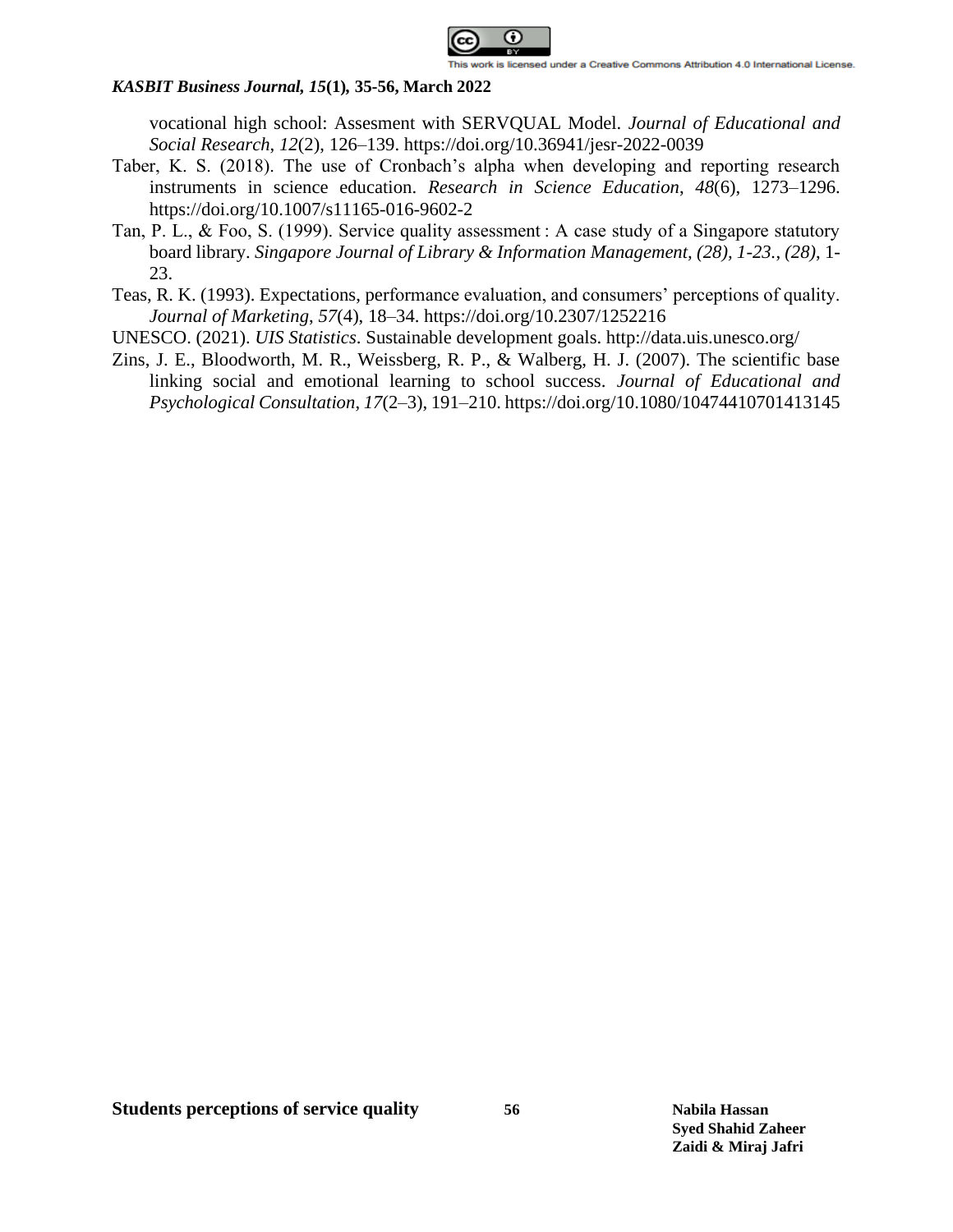vocational high school: Assesment with SERVQUAL Model. *Journal of Educational and Social Research*, *12*(2), 126–139. https://doi.org/10.36941/jesr-2022-0039

Taber, K. S. (2018). The use of Cronbach's alpha when developing and reporting research instruments in science education. *Research in Science Education*, *48*(6), 1273–1296. https://doi.org/10.1007/s11165-016-9602-2

Tan, P. L., & Foo, S. (1999). Service quality assessment : A case study of a Singapore statutory board library. *Singapore Journal of Library & Information Management, (28), 1-23.*, *(28)*, 1-23.

Teas, R. K. (1993). Expectations, performance evaluation, and consumers' perceptions of quality. *Journal of Marketing*, *57*(4), 18–34. https://doi.org/10.2307/1252216

UNESCO. (2021). *UIS Statistics*. Sustainable development goals. http://data.uis.unesco.org/

Zins, J. E., Bloodworth, M. R., Weissberg, R. P., & Walberg, H. J. (2007). The scientific base linking social and emotional learning to school success. *Journal of Educational and Psychological Consultation*, *17*(2–3), 191–210. https://doi.org/10.1080/10474410701413145